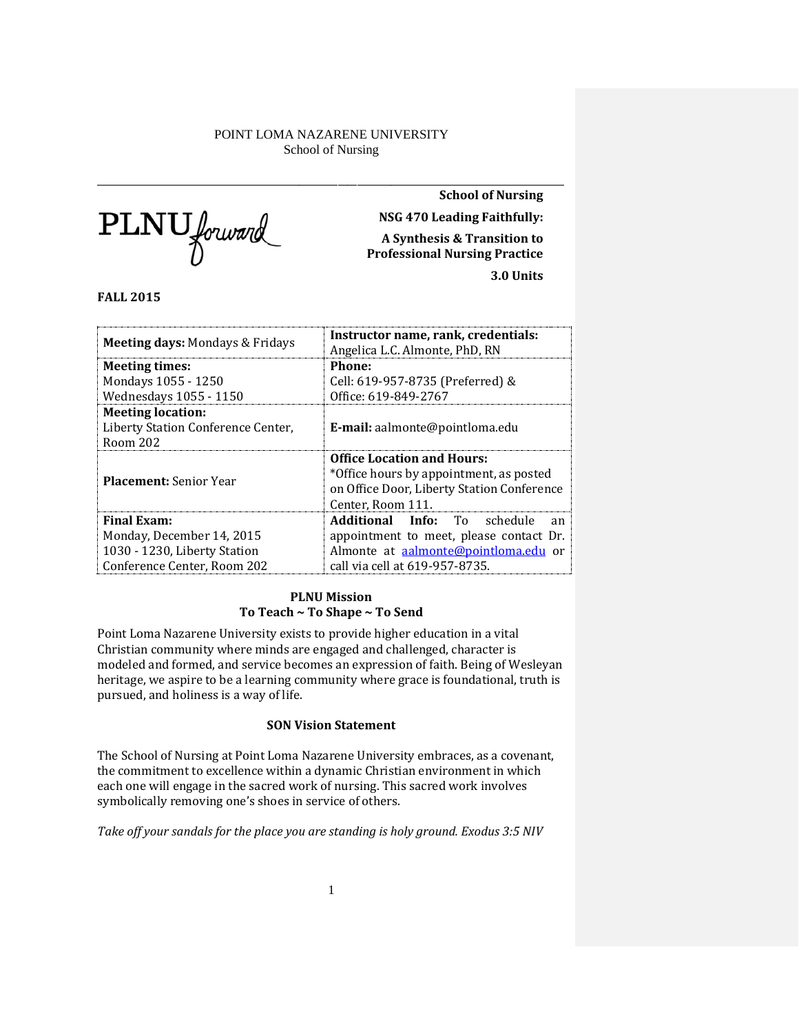POINT LOMA NAZARENE UNIVERSITY
School of Nursing

PLNU forward

**School of Nursing**

**NSG 470 Leading Faithfully:**

**A Synthesis & Transition to Professional Nursing Practice**

**3.0 Units**

**FALL 2015**

| **Meeting days:** Mondays & Fridays | **Instructor name, rank, credentials:** Angelica L.C. Almonte, PhD, RN |
|---|---|
| **Meeting times:** Mondays 1055 - 1250 Wednesdays 1055 - 1150 | **Phone:** Cell: 619-957-8735 (Preferred) & Office: 619-849-2767 |
| **Meeting location:** Liberty Station Conference Center, Room 202 | **E-mail:** aalmonte@pointloma.edu |
| **Placement:** Senior Year | **Office Location and Hours:** *Office hours by appointment, as posted on Office Door, Liberty Station Conference Center, Room 111. |
| **Final Exam:** Monday, December 14, 2015 1030 - 1230, Liberty Station Conference Center, Room 202 | **Additional Info:** To schedule an appointment to meet, please contact Dr. Almonte at aalmonte@pointloma.edu or call via cell at 619-957-8735. |

## PLNU Mission

### To Teach ~ To Shape ~ To Send

Point Loma Nazarene University exists to provide higher education in a vital Christian community where minds are engaged and challenged, character is modeled and formed, and service becomes an expression of faith. Being of Wesleyan heritage, we aspire to be a learning community where grace is foundational, truth is pursued, and holiness is a way of life.

## SON Vision Statement

The School of Nursing at Point Loma Nazarene University embraces, as a covenant, the commitment to excellence within a dynamic Christian environment in which each one will engage in the sacred work of nursing. This sacred work involves symbolically removing one's shoes in service of others.

*Take off your sandals for the place you are standing is holy ground. Exodus 3:5 NIV*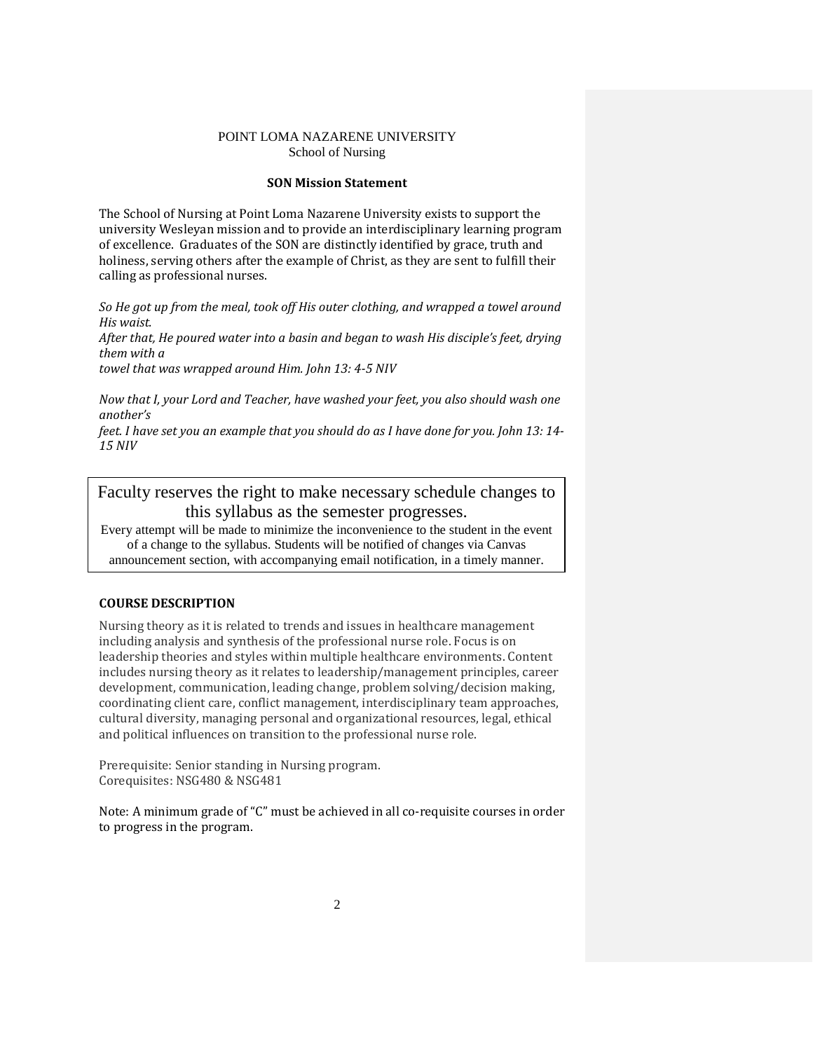POINT LOMA NAZARENE UNIVERSITY
School of Nursing

**SON Mission Statement**

The School of Nursing at Point Loma Nazarene University exists to support the university Wesleyan mission and to provide an interdisciplinary learning program of excellence. Graduates of the SON are distinctly identified by grace, truth and holiness, serving others after the example of Christ, as they are sent to fulfill their calling as professional nurses.

*So He got up from the meal, took off His outer clothing, and wrapped a towel around His waist.*
*After that, He poured water into a basin and began to wash His disciple's feet, drying them with a*
*towel that was wrapped around Him. John 13: 4-5 NIV*

*Now that I, your Lord and Teacher, have washed your feet, you also should wash one another's*
*feet. I have set you an example that you should do as I have done for you. John 13: 14-15 NIV*

Faculty reserves the right to make necessary schedule changes to this syllabus as the semester progresses.

Every attempt will be made to minimize the inconvenience to the student in the event of a change to the syllabus. Students will be notified of changes via Canvas announcement section, with accompanying email notification, in a timely manner.

**COURSE DESCRIPTION**

Nursing theory as it is related to trends and issues in healthcare management including analysis and synthesis of the professional nurse role. Focus is on leadership theories and styles within multiple healthcare environments. Content includes nursing theory as it relates to leadership/management principles, career development, communication, leading change, problem solving/decision making, coordinating client care, conflict management, interdisciplinary team approaches, cultural diversity, managing personal and organizational resources, legal, ethical and political influences on transition to the professional nurse role.

Prerequisite: Senior standing in Nursing program.
Corequisites: NSG480 & NSG481

Note: A minimum grade of "C" must be achieved in all co-requisite courses in order to progress in the program.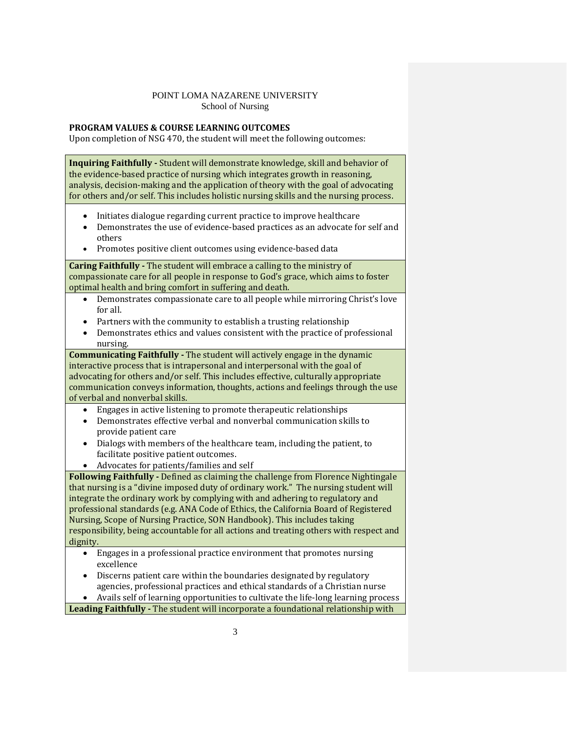POINT LOMA NAZARENE UNIVERSITY
School of Nursing

**PROGRAM VALUES & COURSE LEARNING OUTCOMES**

Upon completion of NSG 470, the student will meet the following outcomes:

**Inquiring Faithfully -** Student will demonstrate knowledge, skill and behavior of the evidence-based practice of nursing which integrates growth in reasoning, analysis, decision-making and the application of theory with the goal of advocating for others and/or self. This includes holistic nursing skills and the nursing process.

- Initiates dialogue regarding current practice to improve healthcare
- Demonstrates the use of evidence-based practices as an advocate for self and others
- Promotes positive client outcomes using evidence-based data

**Caring Faithfully -** The student will embrace a calling to the ministry of compassionate care for all people in response to God's grace, which aims to foster optimal health and bring comfort in suffering and death.

- Demonstrates compassionate care to all people while mirroring Christ's love for all.
- Partners with the community to establish a trusting relationship
- Demonstrates ethics and values consistent with the practice of professional nursing.

**Communicating Faithfully -** The student will actively engage in the dynamic interactive process that is intrapersonal and interpersonal with the goal of advocating for others and/or self. This includes effective, culturally appropriate communication conveys information, thoughts, actions and feelings through the use of verbal and nonverbal skills.

- Engages in active listening to promote therapeutic relationships
- Demonstrates effective verbal and nonverbal communication skills to provide patient care
- Dialogs with members of the healthcare team, including the patient, to facilitate positive patient outcomes.
- Advocates for patients/families and self

**Following Faithfully -** Defined as claiming the challenge from Florence Nightingale that nursing is a "divine imposed duty of ordinary work." The nursing student will integrate the ordinary work by complying with and adhering to regulatory and professional standards (e.g. ANA Code of Ethics, the California Board of Registered Nursing, Scope of Nursing Practice, SON Handbook). This includes taking responsibility, being accountable for all actions and treating others with respect and dignity.

- Engages in a professional practice environment that promotes nursing excellence
- Discerns patient care within the boundaries designated by regulatory agencies, professional practices and ethical standards of a Christian nurse
- Avails self of learning opportunities to cultivate the life-long learning process

**Leading Faithfully -** The student will incorporate a foundational relationship with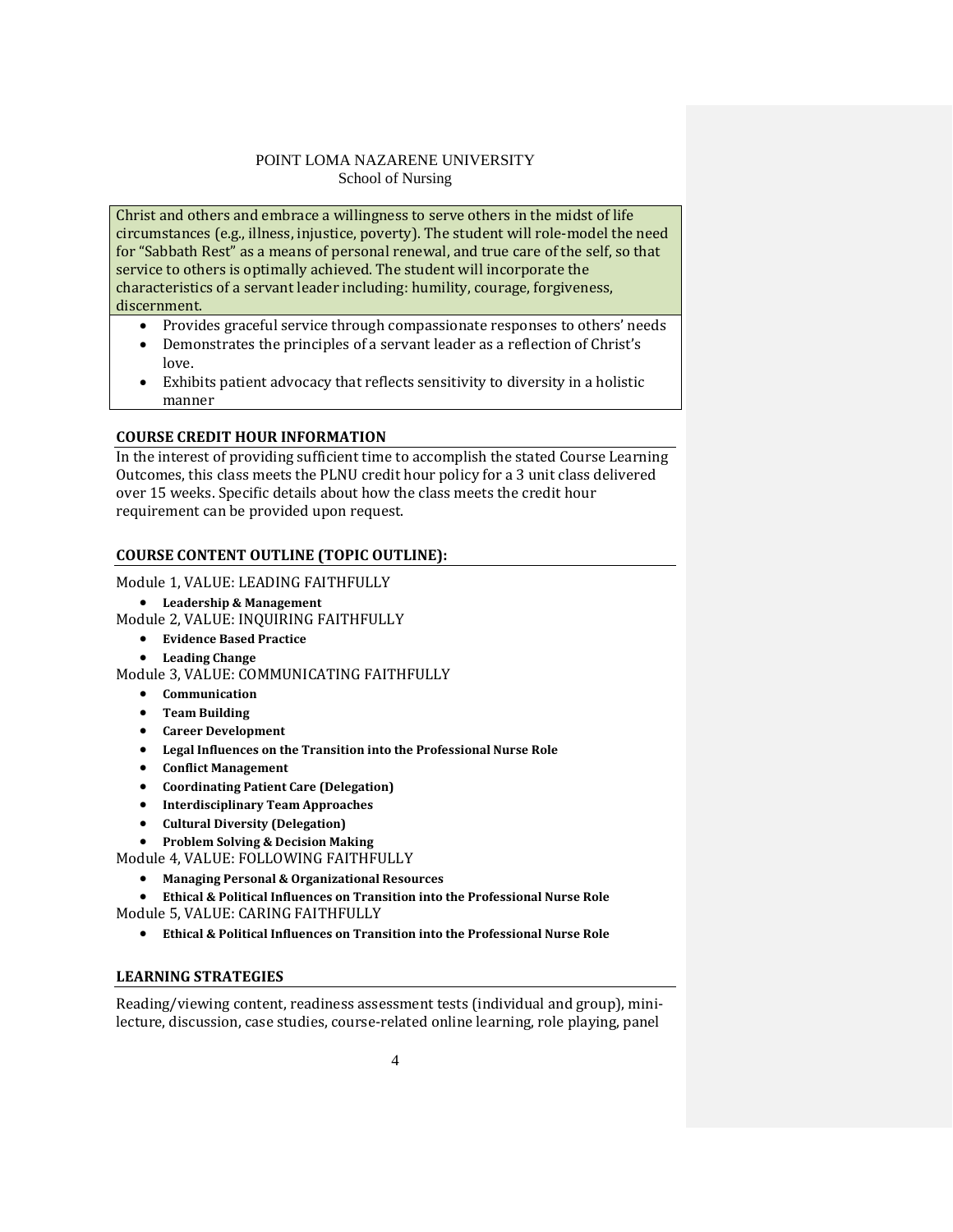Christ and others and embrace a willingness to serve others in the midst of life circumstances (e.g., illness, injustice, poverty). The student will role-model the need for "Sabbath Rest" as a means of personal renewal, and true care of the self, so that service to others is optimally achieved. The student will incorporate the characteristics of a servant leader including: humility, courage, forgiveness, discernment.

- Provides graceful service through compassionate responses to others' needs
- Demonstrates the principles of a servant leader as a reflection of Christ's love.
- Exhibits patient advocacy that reflects sensitivity to diversity in a holistic manner

## COURSE CREDIT HOUR INFORMATION

In the interest of providing sufficient time to accomplish the stated Course Learning Outcomes, this class meets the PLNU credit hour policy for a 3 unit class delivered over 15 weeks. Specific details about how the class meets the credit hour requirement can be provided upon request.

## COURSE CONTENT OUTLINE (TOPIC OUTLINE):

Module 1, VALUE: LEADING FAITHFULLY

- **Leadership & Management**

Module 2, VALUE: INQUIRING FAITHFULLY

- **Evidence Based Practice**
- **Leading Change**

Module 3, VALUE: COMMUNICATING FAITHFULLY

- **Communication**
- **Team Building**
- **Career Development**
- **Legal Influences on the Transition into the Professional Nurse Role**
- **Conflict Management**
- **Coordinating Patient Care (Delegation)**
- **Interdisciplinary Team Approaches**
- **Cultural Diversity (Delegation)**
- **Problem Solving & Decision Making**

Module 4, VALUE: FOLLOWING FAITHFULLY

- **Managing Personal & Organizational Resources**
- **Ethical & Political Influences on Transition into the Professional Nurse Role**

Module 5, VALUE: CARING FAITHFULLY

- **Ethical & Political Influences on Transition into the Professional Nurse Role**

## LEARNING STRATEGIES

Reading/viewing content, readiness assessment tests (individual and group), mini-lecture, discussion, case studies, course-related online learning, role playing, panel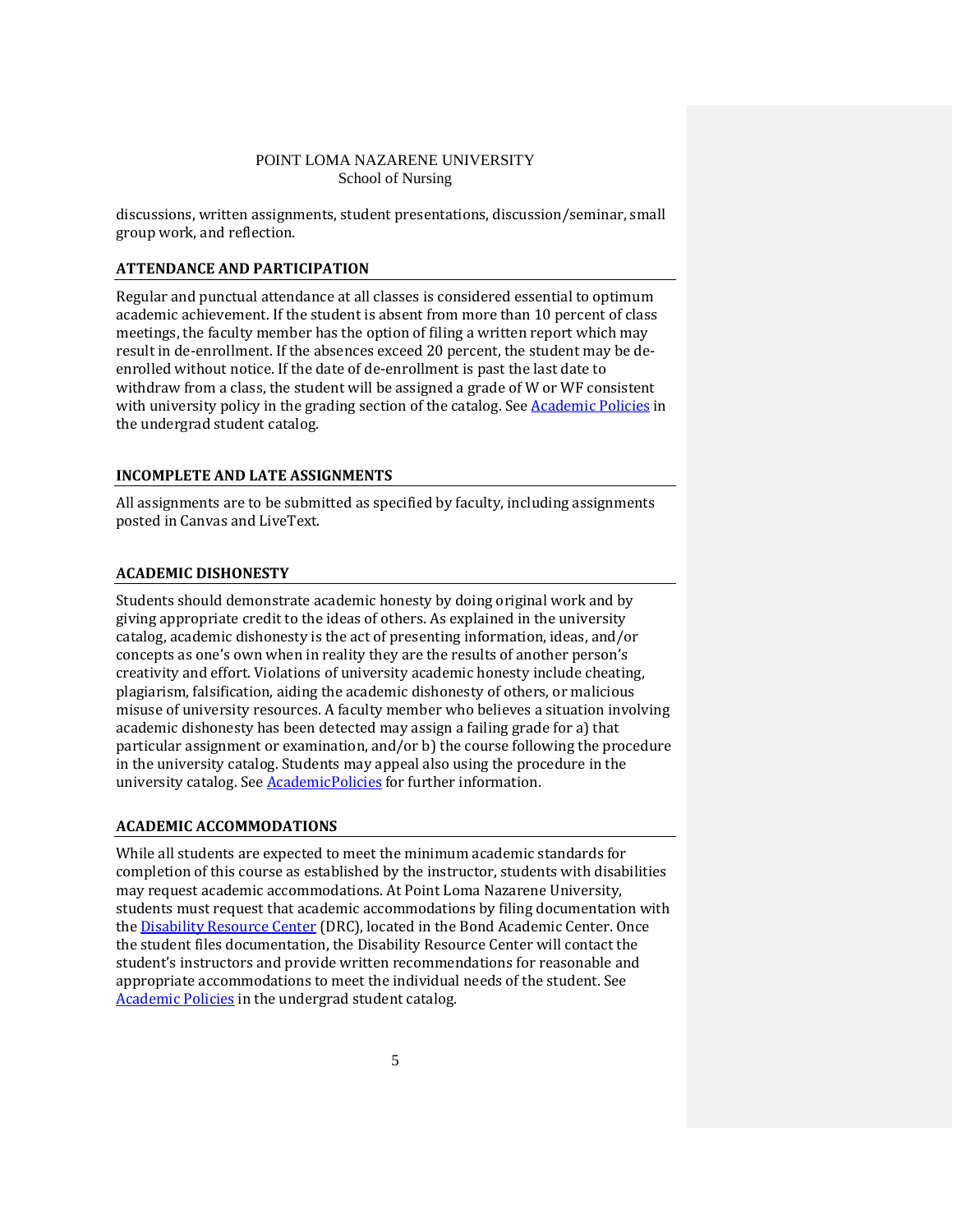discussions, written assignments, student presentations, discussion/seminar, small group work, and reflection.

## ATTENDANCE AND PARTICIPATION

Regular and punctual attendance at all classes is considered essential to optimum academic achievement. If the student is absent from more than 10 percent of class meetings, the faculty member has the option of filing a written report which may result in de-enrollment. If the absences exceed 20 percent, the student may be de-enrolled without notice. If the date of de-enrollment is past the last date to withdraw from a class, the student will be assigned a grade of W or WF consistent with university policy in the grading section of the catalog. See [Academic Policies] in the undergrad student catalog.

## INCOMPLETE AND LATE ASSIGNMENTS

All assignments are to be submitted as specified by faculty, including assignments posted in Canvas and LiveText.

## ACADEMIC DISHONESTY

Students should demonstrate academic honesty by doing original work and by giving appropriate credit to the ideas of others. As explained in the university catalog, academic dishonesty is the act of presenting information, ideas, and/or concepts as one's own when in reality they are the results of another person's creativity and effort. Violations of university academic honesty include cheating, plagiarism, falsification, aiding the academic dishonesty of others, or malicious misuse of university resources. A faculty member who believes a situation involving academic dishonesty has been detected may assign a failing grade for a) that particular assignment or examination, and/or b) the course following the procedure in the university catalog. Students may appeal also using the procedure in the university catalog. See [AcademicPolicies] for further information.

## ACADEMIC ACCOMMODATIONS

While all students are expected to meet the minimum academic standards for completion of this course as established by the instructor, students with disabilities may request academic accommodations. At Point Loma Nazarene University, students must request that academic accommodations by filing documentation with the [Disability Resource Center] (DRC), located in the Bond Academic Center. Once the student files documentation, the Disability Resource Center will contact the student's instructors and provide written recommendations for reasonable and appropriate accommodations to meet the individual needs of the student. See [Academic Policies] in the undergrad student catalog.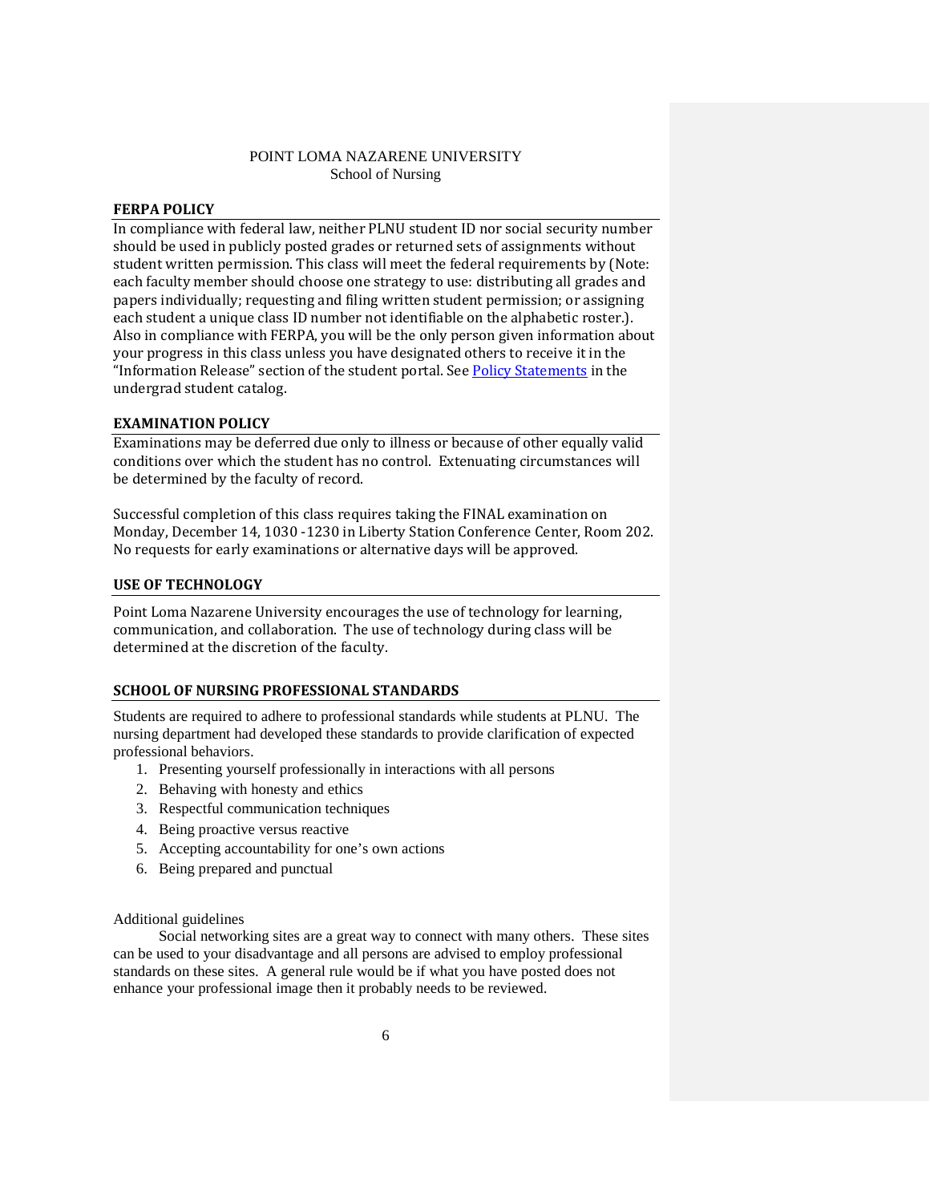POINT LOMA NAZARENE UNIVERSITY
School of Nursing

## FERPA POLICY

In compliance with federal law, neither PLNU student ID nor social security number should be used in publicly posted grades or returned sets of assignments without student written permission. This class will meet the federal requirements by (Note: each faculty member should choose one strategy to use: distributing all grades and papers individually; requesting and filing written student permission; or assigning each student a unique class ID number not identifiable on the alphabetic roster.). Also in compliance with FERPA, you will be the only person given information about your progress in this class unless you have designated others to receive it in the "Information Release" section of the student portal. See Policy Statements in the undergrad student catalog.

## EXAMINATION POLICY

Examinations may be deferred due only to illness or because of other equally valid conditions over which the student has no control. Extenuating circumstances will be determined by the faculty of record.

Successful completion of this class requires taking the FINAL examination on Monday, December 14, 1030 -1230 in Liberty Station Conference Center, Room 202. No requests for early examinations or alternative days will be approved.

## USE OF TECHNOLOGY

Point Loma Nazarene University encourages the use of technology for learning, communication, and collaboration. The use of technology during class will be determined at the discretion of the faculty.

## SCHOOL OF NURSING PROFESSIONAL STANDARDS

Students are required to adhere to professional standards while students at PLNU. The nursing department had developed these standards to provide clarification of expected professional behaviors.

1. Presenting yourself professionally in interactions with all persons
2. Behaving with honesty and ethics
3. Respectful communication techniques
4. Being proactive versus reactive
5. Accepting accountability for one's own actions
6. Being prepared and punctual

Additional guidelines

Social networking sites are a great way to connect with many others. These sites can be used to your disadvantage and all persons are advised to employ professional standards on these sites. A general rule would be if what you have posted does not enhance your professional image then it probably needs to be reviewed.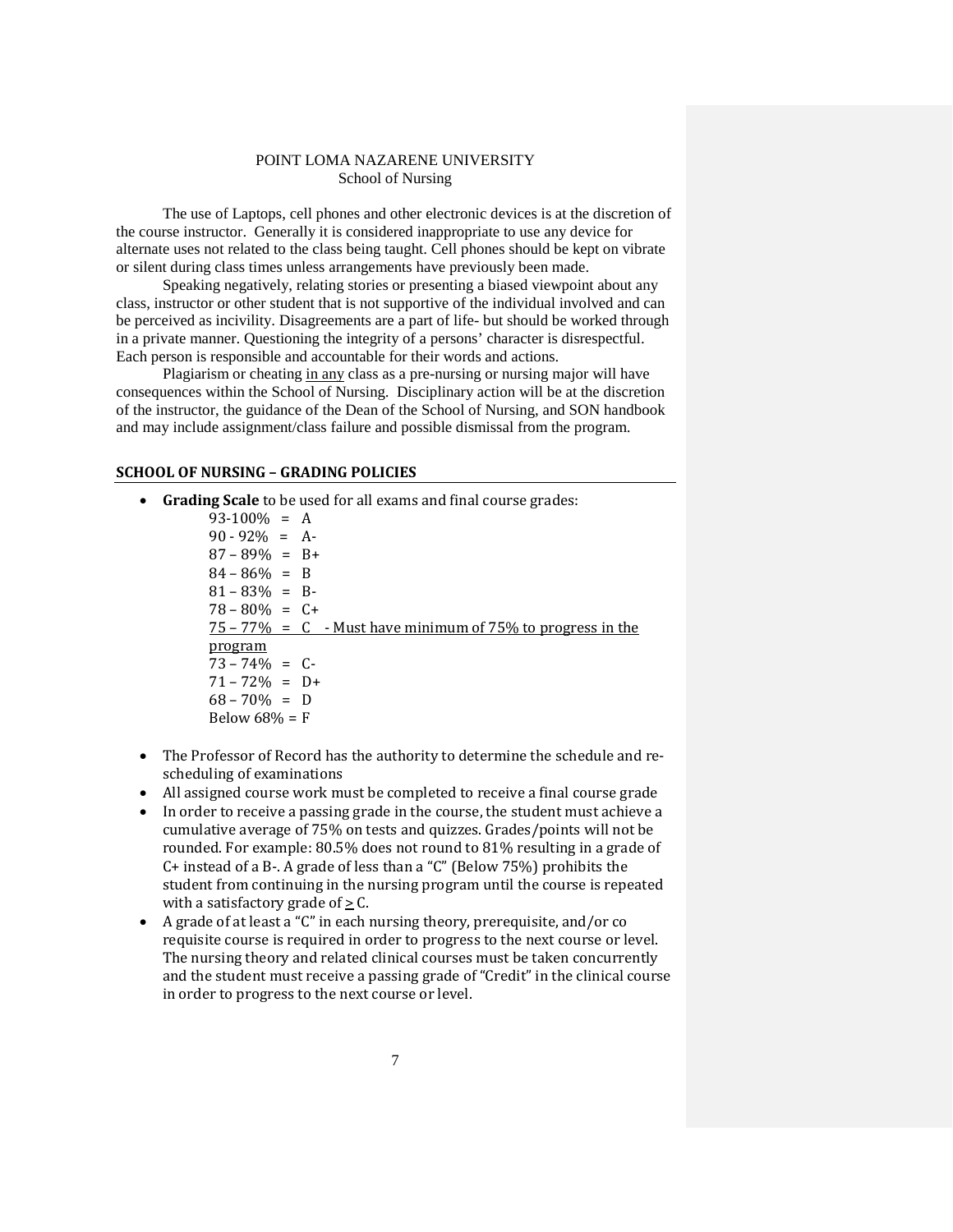POINT LOMA NAZARENE UNIVERSITY
School of Nursing

The use of Laptops, cell phones and other electronic devices is at the discretion of the course instructor. Generally it is considered inappropriate to use any device for alternate uses not related to the class being taught. Cell phones should be kept on vibrate or silent during class times unless arrangements have previously been made.

Speaking negatively, relating stories or presenting a biased viewpoint about any class, instructor or other student that is not supportive of the individual involved and can be perceived as incivility. Disagreements are a part of life- but should be worked through in a private manner. Questioning the integrity of a persons' character is disrespectful. Each person is responsible and accountable for their words and actions.

Plagiarism or cheating in any class as a pre-nursing or nursing major will have consequences within the School of Nursing. Disciplinary action will be at the discretion of the instructor, the guidance of the Dean of the School of Nursing, and SON handbook and may include assignment/class failure and possible dismissal from the program.

## SCHOOL OF NURSING – GRADING POLICIES

- **Grading Scale** to be used for all exams and final course grades:
  - 93-100% = A
  - 90 - 92% = A-
  - 87 – 89% = B+
  - 84 – 86% = B
  - 81 – 83% = B-
  - 78 – 80% = C+
  - 75 – 77% = C - Must have minimum of 75% to progress in the program
  - 73 – 74% = C-
  - 71 – 72% = D+
  - 68 – 70% = D
  - Below 68% = F
- The Professor of Record has the authority to determine the schedule and re-scheduling of examinations
- All assigned course work must be completed to receive a final course grade
- In order to receive a passing grade in the course, the student must achieve a cumulative average of 75% on tests and quizzes. Grades/points will not be rounded. For example: 80.5% does not round to 81% resulting in a grade of C+ instead of a B-. A grade of less than a "C" (Below 75%) prohibits the student from continuing in the nursing program until the course is repeated with a satisfactory grade of ≥ C.
- A grade of at least a "C" in each nursing theory, prerequisite, and/or co requisite course is required in order to progress to the next course or level. The nursing theory and related clinical courses must be taken concurrently and the student must receive a passing grade of "Credit" in the clinical course in order to progress to the next course or level.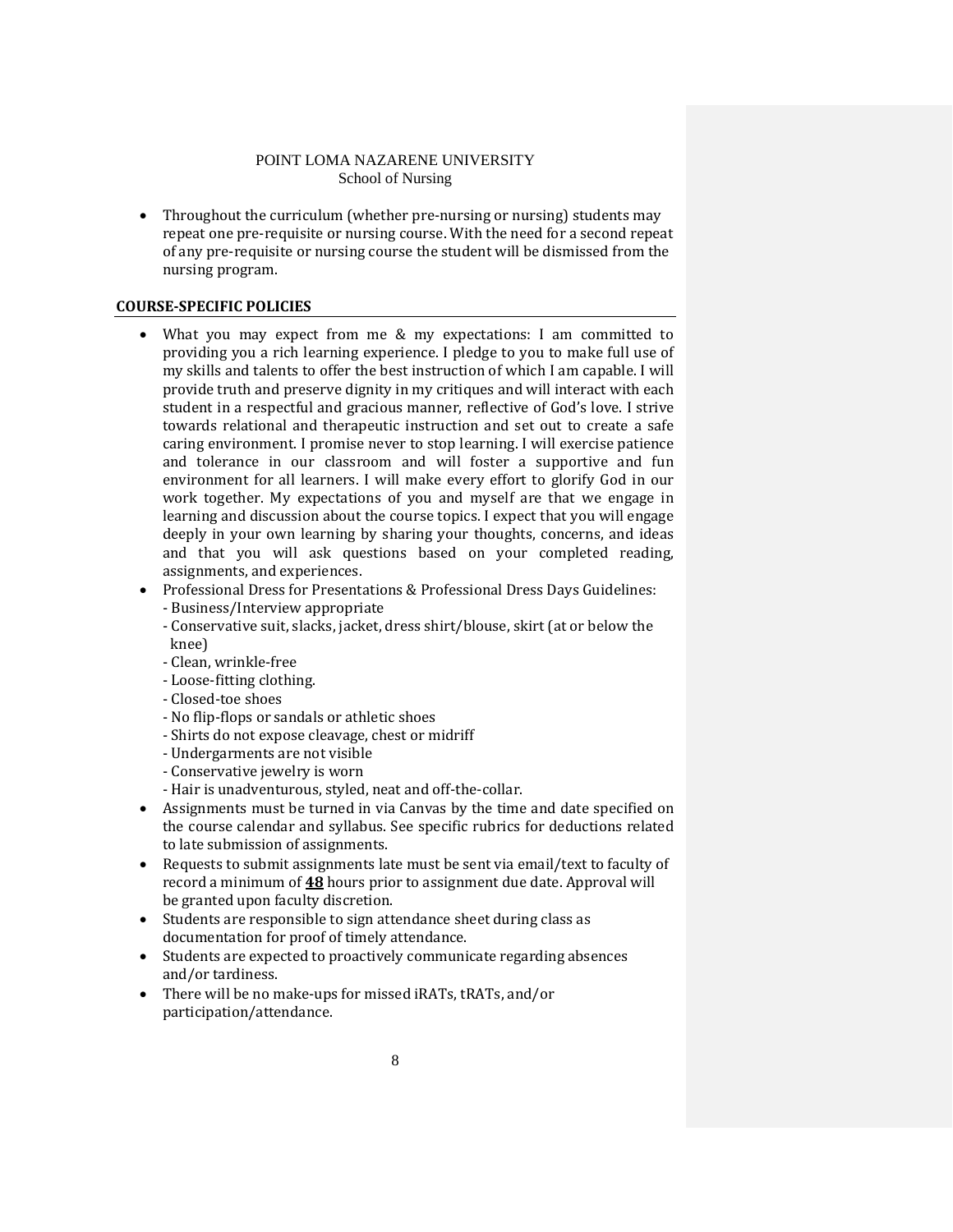- Throughout the curriculum (whether pre-nursing or nursing) students may repeat one pre-requisite or nursing course. With the need for a second repeat of any pre-requisite or nursing course the student will be dismissed from the nursing program.

## COURSE-SPECIFIC POLICIES

- What you may expect from me & my expectations: I am committed to providing you a rich learning experience. I pledge to you to make full use of my skills and talents to offer the best instruction of which I am capable. I will provide truth and preserve dignity in my critiques and will interact with each student in a respectful and gracious manner, reflective of God's love. I strive towards relational and therapeutic instruction and set out to create a safe caring environment. I promise never to stop learning. I will exercise patience and tolerance in our classroom and will foster a supportive and fun environment for all learners. I will make every effort to glorify God in our work together. My expectations of you and myself are that we engage in learning and discussion about the course topics. I expect that you will engage deeply in your own learning by sharing your thoughts, concerns, and ideas and that you will ask questions based on your completed reading, assignments, and experiences.
- Professional Dress for Presentations & Professional Dress Days Guidelines:
  - Business/Interview appropriate
  - Conservative suit, slacks, jacket, dress shirt/blouse, skirt (at or below the knee)
  - Clean, wrinkle-free
  - Loose-fitting clothing.
  - Closed-toe shoes
  - No flip-flops or sandals or athletic shoes
  - Shirts do not expose cleavage, chest or midriff
  - Undergarments are not visible
  - Conservative jewelry is worn
  - Hair is unadventurous, styled, neat and off-the-collar.
- Assignments must be turned in via Canvas by the time and date specified on the course calendar and syllabus. See specific rubrics for deductions related to late submission of assignments.
- Requests to submit assignments late must be sent via email/text to faculty of record a minimum of **48** hours prior to assignment due date. Approval will be granted upon faculty discretion.
- Students are responsible to sign attendance sheet during class as documentation for proof of timely attendance.
- Students are expected to proactively communicate regarding absences and/or tardiness.
- There will be no make-ups for missed iRATs, tRATs, and/or participation/attendance.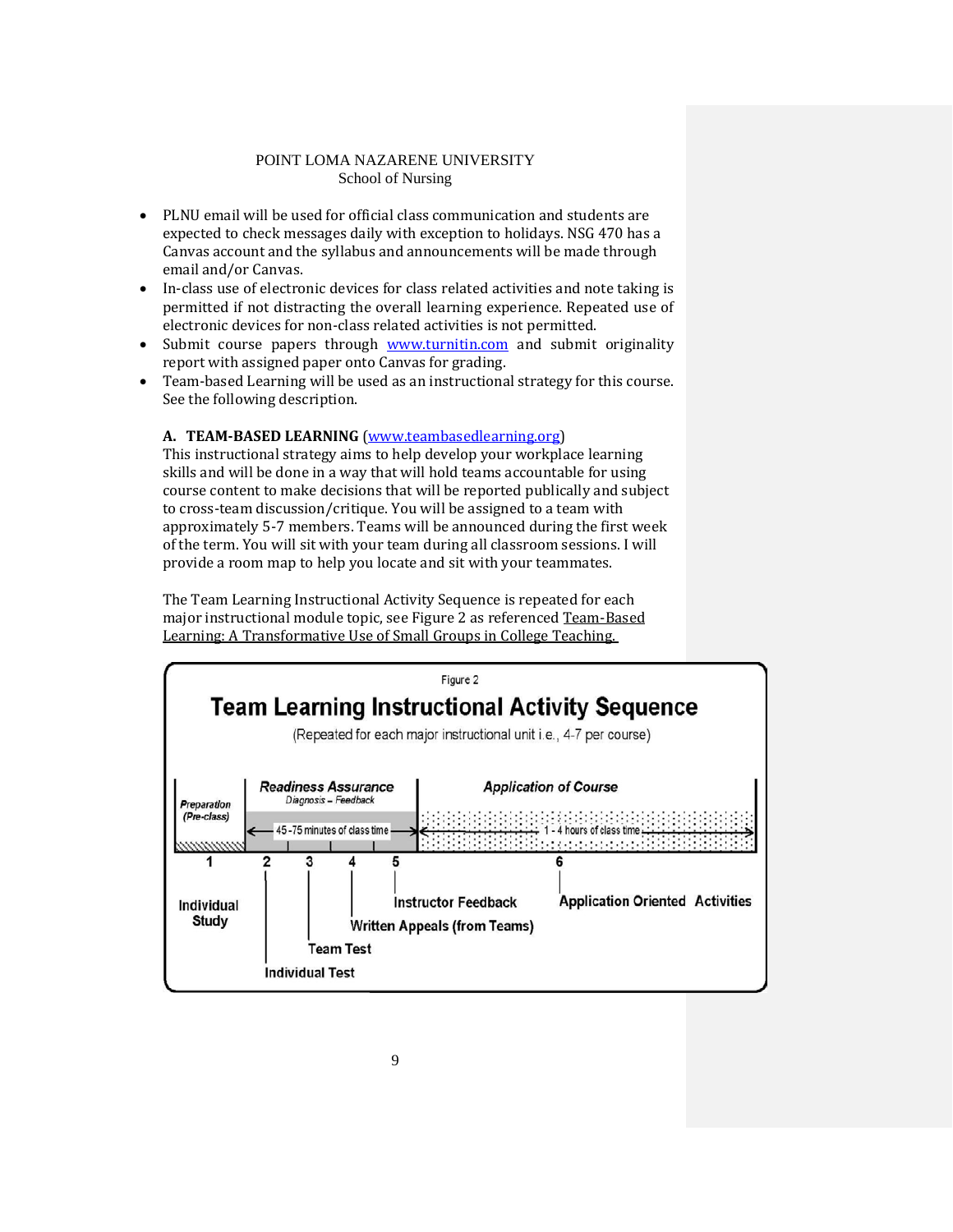POINT LOMA NAZARENE UNIVERSITY
School of Nursing

- PLNU email will be used for official class communication and students are expected to check messages daily with exception to holidays. NSG 470 has a Canvas account and the syllabus and announcements will be made through email and/or Canvas.
- In-class use of electronic devices for class related activities and note taking is permitted if not distracting the overall learning experience. Repeated use of electronic devices for non-class related activities is not permitted.
- Submit course papers through www.turnitin.com and submit originality report with assigned paper onto Canvas for grading.
- Team-based Learning will be used as an instructional strategy for this course. See the following description.

**A. TEAM-BASED LEARNING** (www.teambasedlearning.org)

This instructional strategy aims to help develop your workplace learning skills and will be done in a way that will hold teams accountable for using course content to make decisions that will be reported publically and subject to cross-team discussion/critique. You will be assigned to a team with approximately 5-7 members. Teams will be announced during the first week of the term. You will sit with your team during all classroom sessions. I will provide a room map to help you locate and sit with your teammates.

The Team Learning Instructional Activity Sequence is repeated for each major instructional module topic, see Figure 2 as referenced Team-Based Learning: A Transformative Use of Small Groups in College Teaching.

Figure 2

**Team Learning Instructional Activity Sequence**

(Repeated for each major instructional unit i.e., 4-7 per course)

| Preparation (Pre-class) | Readiness Assurance (Diagnosis – Feedback) — 45-75 minutes of class time | | | | Application of Course — 1-4 hours of class time |
|---|---|---|---|---|---|
| 1 | 2 | 3 | 4 | 5 | 6 |
| Individual Study | Individual Test | Team Test | Written Appeals (from Teams) | Instructor Feedback | Application Oriented Activities |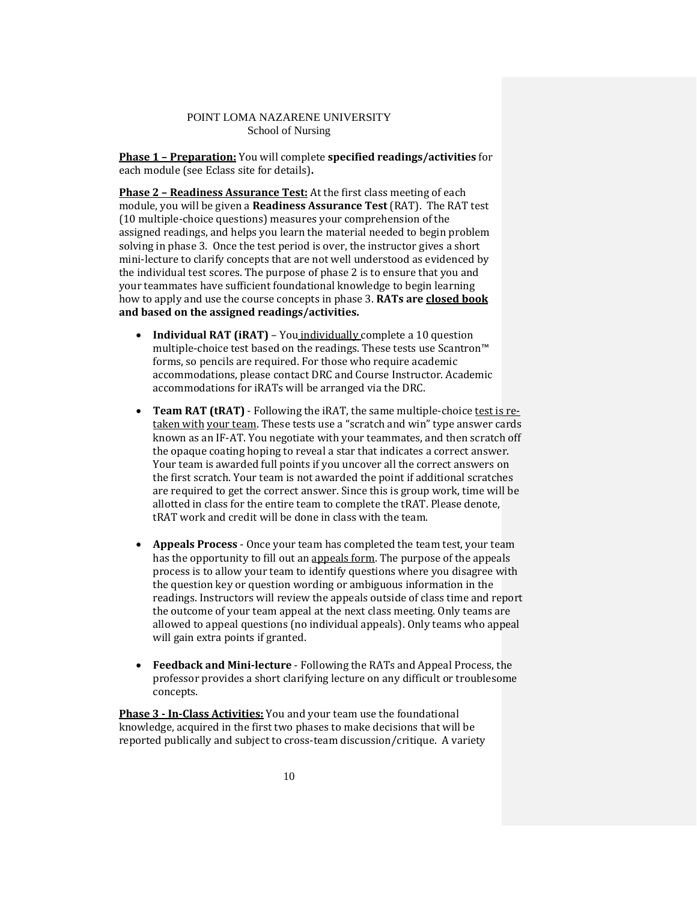POINT LOMA NAZARENE UNIVERSITY
School of Nursing

**Phase 1 – Preparation:** You will complete **specified readings/activities** for each module (see Eclass site for details)**.**

**Phase 2 – Readiness Assurance Test:** At the first class meeting of each module, you will be given a **Readiness Assurance Test** (RAT). The RAT test (10 multiple-choice questions) measures your comprehension of the assigned readings, and helps you learn the material needed to begin problem solving in phase 3. Once the test period is over, the instructor gives a short mini-lecture to clarify concepts that are not well understood as evidenced by the individual test scores. The purpose of phase 2 is to ensure that you and your teammates have sufficient foundational knowledge to begin learning how to apply and use the course concepts in phase 3. **RATs are closed book and based on the assigned readings/activities.**

- **Individual RAT (iRAT)** – You individually complete a 10 question multiple-choice test based on the readings. These tests use Scantron™ forms, so pencils are required. For those who require academic accommodations, please contact DRC and Course Instructor. Academic accommodations for iRATs will be arranged via the DRC.
- **Team RAT (tRAT)** - Following the iRAT, the same multiple-choice test is re-taken with your team. These tests use a "scratch and win" type answer cards known as an IF-AT. You negotiate with your teammates, and then scratch off the opaque coating hoping to reveal a star that indicates a correct answer. Your team is awarded full points if you uncover all the correct answers on the first scratch. Your team is not awarded the point if additional scratches are required to get the correct answer. Since this is group work, time will be allotted in class for the entire team to complete the tRAT. Please denote, tRAT work and credit will be done in class with the team.
- **Appeals Process** - Once your team has completed the team test, your team has the opportunity to fill out an appeals form. The purpose of the appeals process is to allow your team to identify questions where you disagree with the question key or question wording or ambiguous information in the readings. Instructors will review the appeals outside of class time and report the outcome of your team appeal at the next class meeting. Only teams are allowed to appeal questions (no individual appeals). Only teams who appeal will gain extra points if granted.
- **Feedback and Mini-lecture** - Following the RATs and Appeal Process, the professor provides a short clarifying lecture on any difficult or troublesome concepts.

**Phase 3 - In-Class Activities:** You and your team use the foundational knowledge, acquired in the first two phases to make decisions that will be reported publically and subject to cross-team discussion/critique. A variety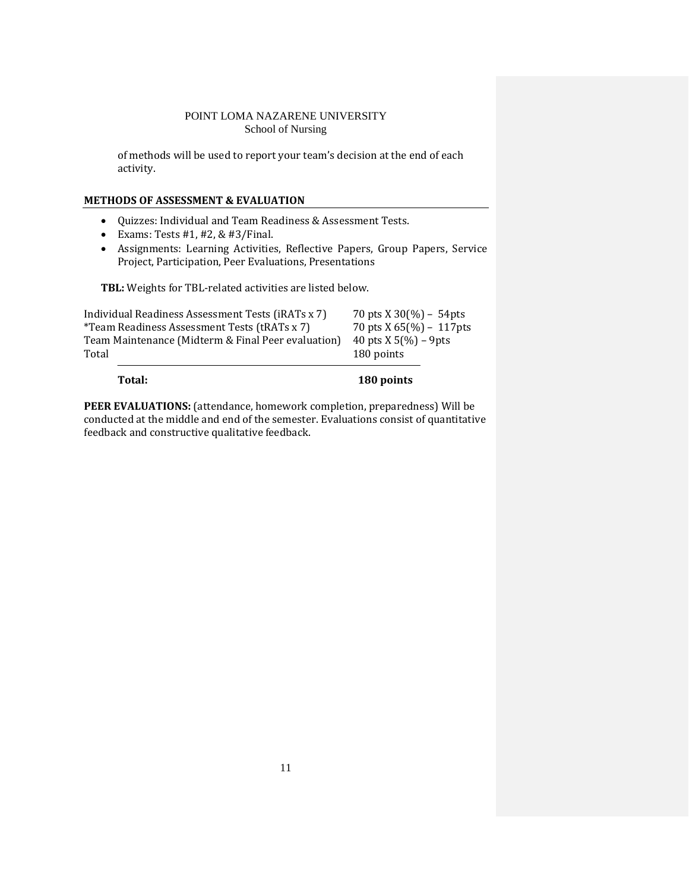of methods will be used to report your team's decision at the end of each activity.

**METHODS OF ASSESSMENT & EVALUATION**

- Quizzes: Individual and Team Readiness & Assessment Tests.
- Exams: Tests #1, #2, & #3/Final.
- Assignments: Learning Activities, Reflective Papers, Group Papers, Service Project, Participation, Peer Evaluations, Presentations

**TBL:** Weights for TBL-related activities are listed below.

| | |
|---|---|
| Individual Readiness Assessment Tests (iRATs x 7) | 70 pts X 30(%) – 54pts |
| *Team Readiness Assessment Tests (tRATs x 7) | 70 pts X 65(%) – 117pts |
| Team Maintenance (Midterm & Final Peer evaluation) | 40 pts X 5(%) – 9pts |
| Total | 180 points |
| **Total:** | **180 points** |

**PEER EVALUATIONS:** (attendance, homework completion, preparedness) Will be conducted at the middle and end of the semester. Evaluations consist of quantitative feedback and constructive qualitative feedback.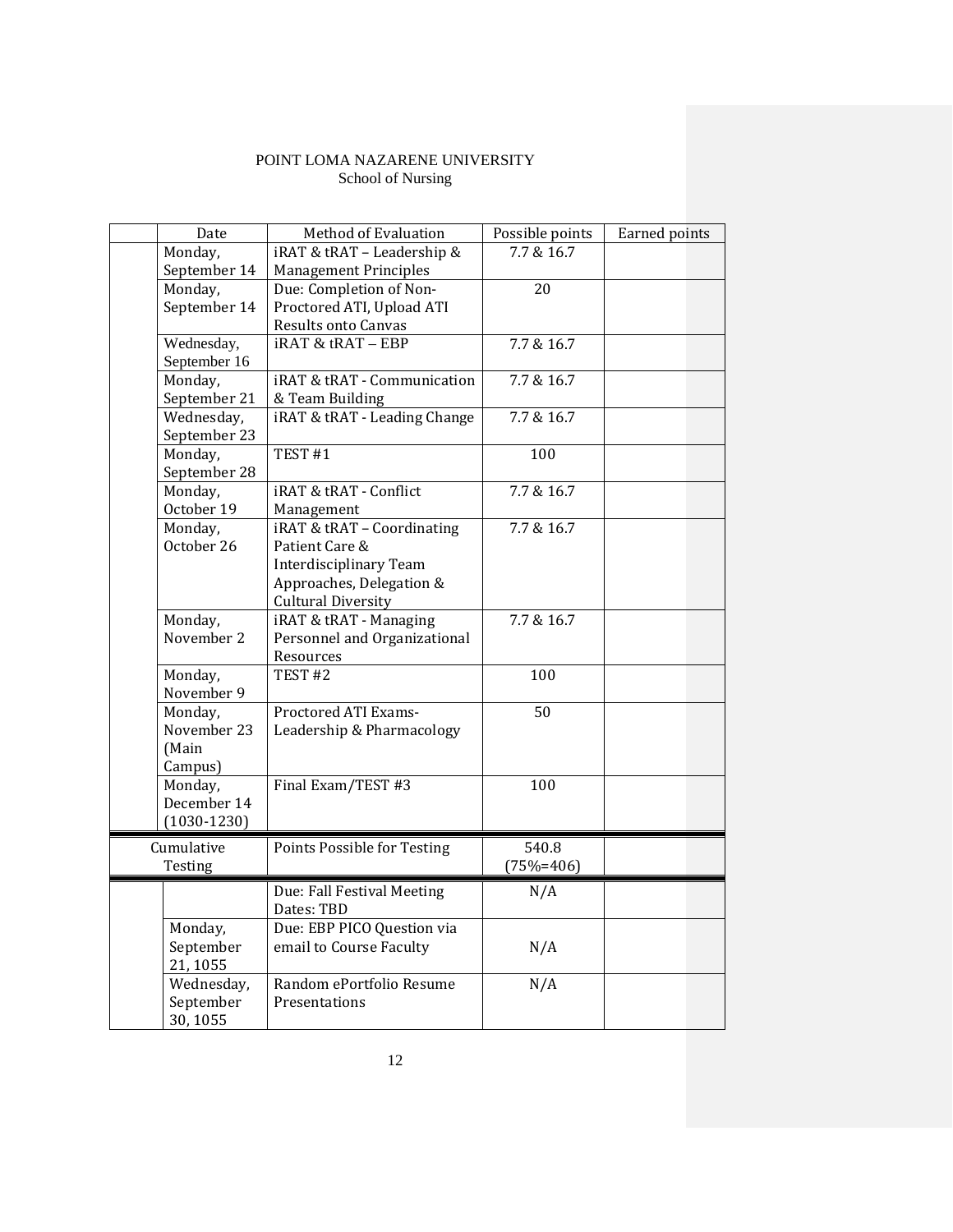POINT LOMA NAZARENE UNIVERSITY
School of Nursing

| | Date | Method of Evaluation | Possible points | Earned points |
|---|---|---|---|---|
| | Monday, September 14 | iRAT & tRAT – Leadership & Management Principles | 7.7 & 16.7 | |
| | Monday, September 14 | Due: Completion of Non-Proctored ATI, Upload ATI Results onto Canvas | 20 | |
| | Wednesday, September 16 | iRAT & tRAT – EBP | 7.7 & 16.7 | |
| | Monday, September 21 | iRAT & tRAT - Communication & Team Building | 7.7 & 16.7 | |
| | Wednesday, September 23 | iRAT & tRAT - Leading Change | 7.7 & 16.7 | |
| | Monday, September 28 | TEST #1 | 100 | |
| | Monday, October 19 | iRAT & tRAT - Conflict Management | 7.7 & 16.7 | |
| | Monday, October 26 | iRAT & tRAT – Coordinating Patient Care & Interdisciplinary Team Approaches, Delegation & Cultural Diversity | 7.7 & 16.7 | |
| | Monday, November 2 | iRAT & tRAT - Managing Personnel and Organizational Resources | 7.7 & 16.7 | |
| | Monday, November 9 | TEST #2 | 100 | |
| | Monday, November 23 (Main Campus) | Proctored ATI Exams-Leadership & Pharmacology | 50 | |
| | Monday, December 14 (1030-1230) | Final Exam/TEST #3 | 100 | |
| Cumulative Testing | | Points Possible for Testing | 540.8 (75%=406) | |
| | | Due: Fall Festival Meeting Dates: TBD | N/A | |
| | Monday, September 21, 1055 | Due: EBP PICO Question via email to Course Faculty | N/A | |
| | Wednesday, September 30, 1055 | Random ePortfolio Resume Presentations | N/A | |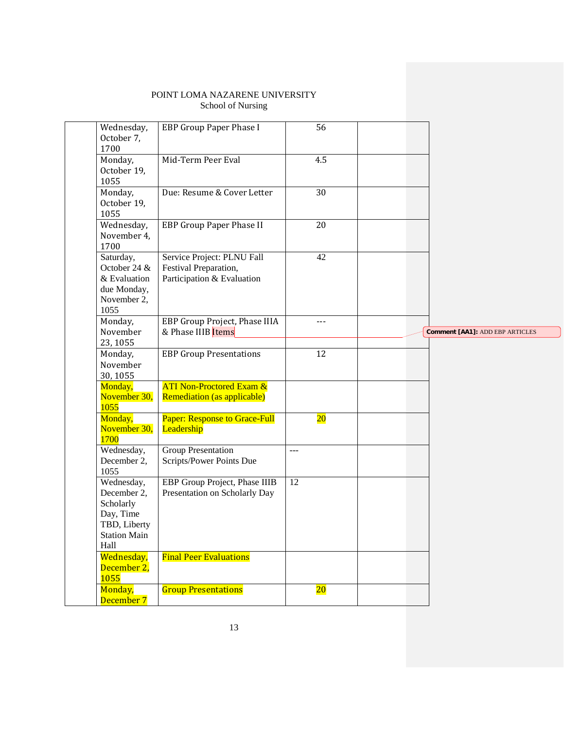POINT LOMA NAZARENE UNIVERSITY
School of Nursing

| | | | | |
|---|---|---|---|---|
| | Wednesday, October 7, 1700 | EBP Group Paper Phase I | 56 | |
| | Monday, October 19, 1055 | Mid-Term Peer Eval | 4.5 | |
| | Monday, October 19, 1055 | Due: Resume & Cover Letter | 30 | |
| | Wednesday, November 4, 1700 | EBP Group Paper Phase II | 20 | |
| | Saturday, October 24 & & Evaluation due Monday, November 2, 1055 | Service Project: PLNU Fall Festival Preparation, Participation & Evaluation | 42 | |
| | Monday, November 23, 1055 | EBP Group Project, Phase IIIA & Phase IIIB Items | --- | |
| | Monday, November 30, 1055 | EBP Group Presentations | 12 | |
| | Monday, November 30, 1055 | ATI Non-Proctored Exam & Remediation (as applicable) | | |
| | Monday, November 30, 1700 | Paper: Response to Grace-Full Leadership | 20 | |
| | Wednesday, December 2, 1055 | Group Presentation Scripts/Power Points Due | --- | |
| | Wednesday, December 2, Scholarly Day, Time TBD, Liberty Station Main Hall | EBP Group Project, Phase IIIB Presentation on Scholarly Day | 12 | |
| | Wednesday, December 2, 1055 | Final Peer Evaluations | | |
| | Monday, December 7 | Group Presentations | 20 | |

Comment [AA1]: ADD EBP ARTICLES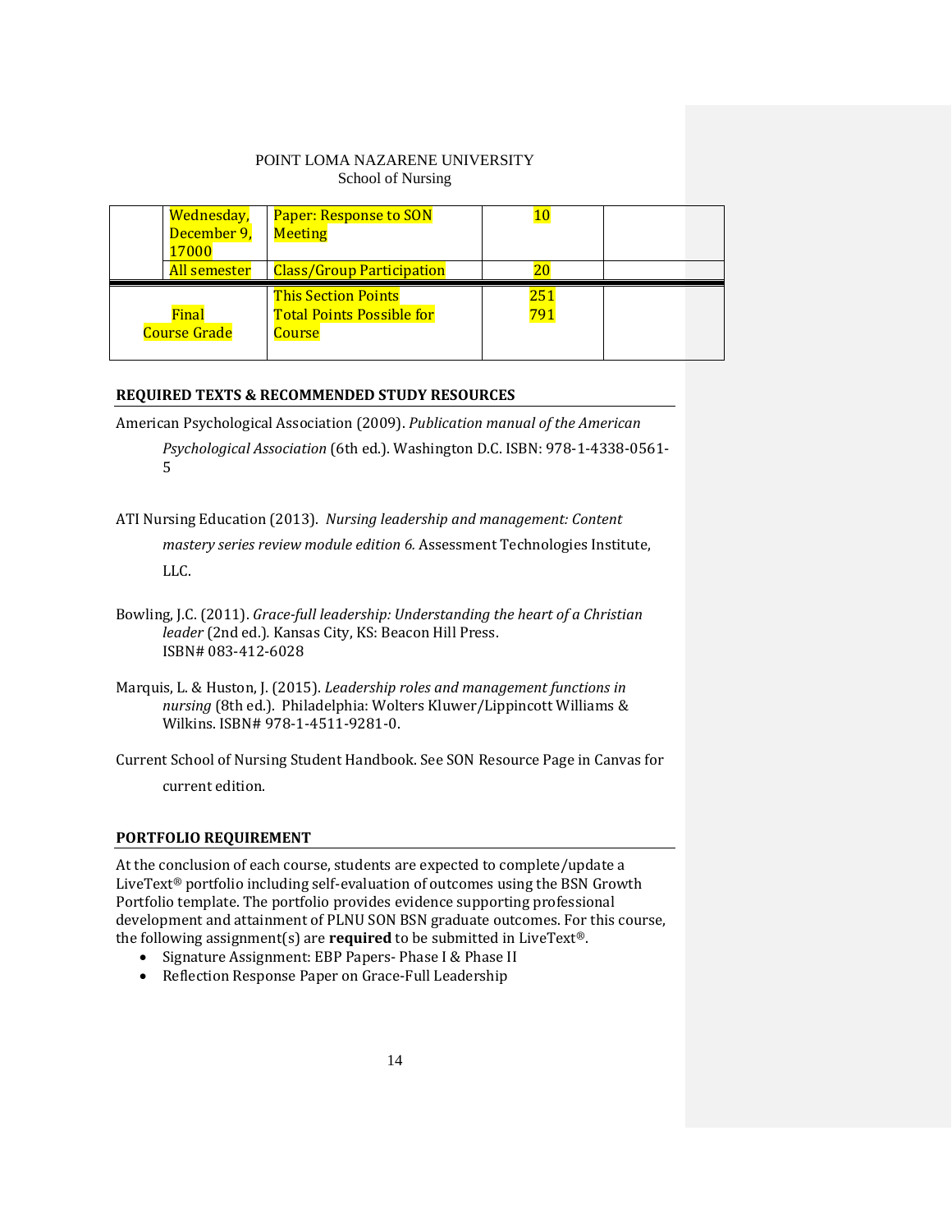| | | | | |
|---|---|---|---|---|
| | Wednesday, December 9, 17000 | Paper: Response to SON Meeting | 10 | |
| | All semester | Class/Group Participation | 20 | |
| Final Course Grade | | This Section Points<br>Total Points Possible for Course | 251<br>791 | |

## REQUIRED TEXTS & RECOMMENDED STUDY RESOURCES

American Psychological Association (2009). *Publication manual of the American Psychological Association* (6th ed.). Washington D.C. ISBN: 978-1-4338-0561-5

ATI Nursing Education (2013). *Nursing leadership and management: Content mastery series review module edition 6.* Assessment Technologies Institute, LLC.

Bowling, J.C. (2011). *Grace-full leadership: Understanding the heart of a Christian leader* (2nd ed.)*.* Kansas City, KS: Beacon Hill Press. ISBN# 083-412-6028

Marquis, L. & Huston, J. (2015). *Leadership roles and management functions in nursing* (8th ed.). Philadelphia: Wolters Kluwer/Lippincott Williams & Wilkins. ISBN# 978-1-4511-9281-0.

Current School of Nursing Student Handbook. See SON Resource Page in Canvas for current edition.

## PORTFOLIO REQUIREMENT

At the conclusion of each course, students are expected to complete/update a LiveText® portfolio including self-evaluation of outcomes using the BSN Growth Portfolio template. The portfolio provides evidence supporting professional development and attainment of PLNU SON BSN graduate outcomes. For this course, the following assignment(s) are **required** to be submitted in LiveText®.

- Signature Assignment: EBP Papers- Phase I & Phase II
- Reflection Response Paper on Grace-Full Leadership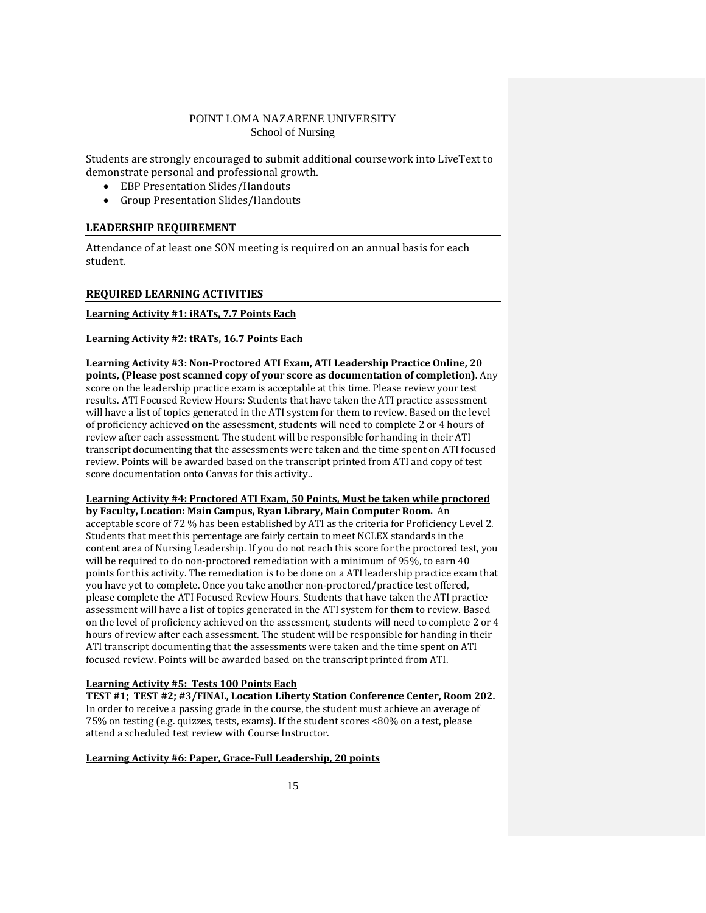Students are strongly encouraged to submit additional coursework into LiveText to demonstrate personal and professional growth.

- EBP Presentation Slides/Handouts
- Group Presentation Slides/Handouts

## LEADERSHIP REQUIREMENT

Attendance of at least one SON meeting is required on an annual basis for each student.

## REQUIRED LEARNING ACTIVITIES

**Learning Activity #1: iRATs, 7.7 Points Each**

**Learning Activity #2: tRATs, 16.7 Points Each**

**Learning Activity #3: Non-Proctored ATI Exam, ATI Leadership Practice Online, 20 points, (Please post scanned copy of your score as documentation of completion).** Any score on the leadership practice exam is acceptable at this time. Please review your test results. ATI Focused Review Hours: Students that have taken the ATI practice assessment will have a list of topics generated in the ATI system for them to review. Based on the level of proficiency achieved on the assessment, students will need to complete 2 or 4 hours of review after each assessment. The student will be responsible for handing in their ATI transcript documenting that the assessments were taken and the time spent on ATI focused review. Points will be awarded based on the transcript printed from ATI and copy of test score documentation onto Canvas for this activity..

**Learning Activity #4: Proctored ATI Exam, 50 Points, Must be taken while proctored by Faculty, Location: Main Campus, Ryan Library, Main Computer Room.** An acceptable score of 72 % has been established by ATI as the criteria for Proficiency Level 2. Students that meet this percentage are fairly certain to meet NCLEX standards in the content area of Nursing Leadership. If you do not reach this score for the proctored test, you will be required to do non-proctored remediation with a minimum of 95%, to earn 40 points for this activity. The remediation is to be done on a ATI leadership practice exam that you have yet to complete. Once you take another non-proctored/practice test offered, please complete the ATI Focused Review Hours. Students that have taken the ATI practice assessment will have a list of topics generated in the ATI system for them to review. Based on the level of proficiency achieved on the assessment, students will need to complete 2 or 4 hours of review after each assessment. The student will be responsible for handing in their ATI transcript documenting that the assessments were taken and the time spent on ATI focused review. Points will be awarded based on the transcript printed from ATI.

**Learning Activity #5: Tests 100 Points Each**
**TEST #1; TEST #2; #3/FINAL, Location Liberty Station Conference Center, Room 202.**
In order to receive a passing grade in the course, the student must achieve an average of 75% on testing (e.g. quizzes, tests, exams). If the student scores <80% on a test, please attend a scheduled test review with Course Instructor.

**Learning Activity #6: Paper, Grace-Full Leadership, 20 points**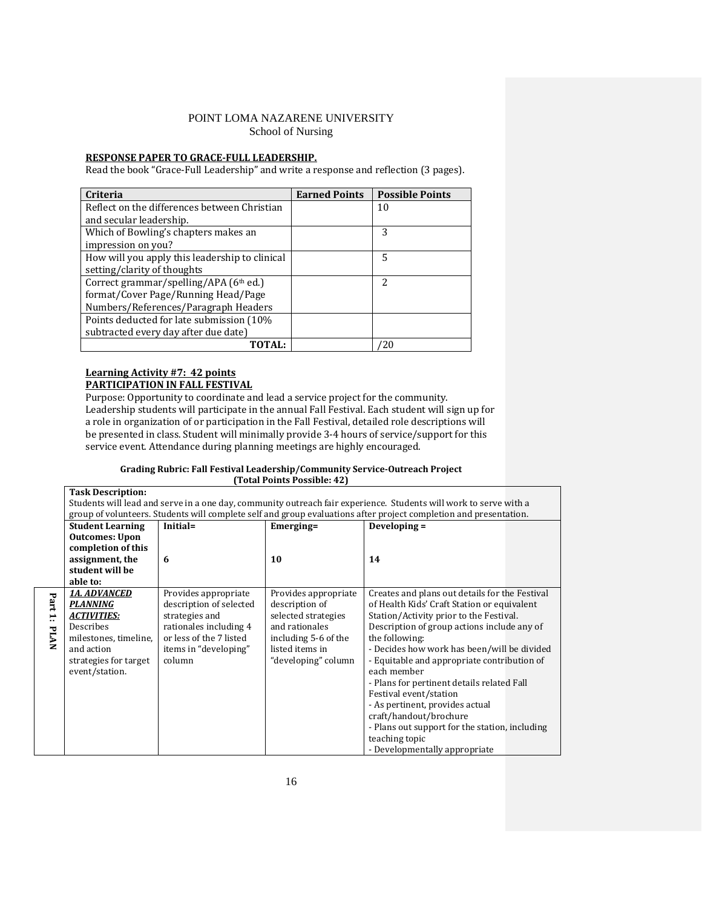POINT LOMA NAZARENE UNIVERSITY
School of Nursing

**RESPONSE PAPER TO GRACE-FULL LEADERSHIP.**

Read the book "Grace-Full Leadership" and write a response and reflection (3 pages).

| Criteria | Earned Points | Possible Points |
|---|---|---|
| Reflect on the differences between Christian and secular leadership. | | 10 |
| Which of Bowling's chapters makes an impression on you? | | 3 |
| How will you apply this leadership to clinical setting/clarity of thoughts | | 5 |
| Correct grammar/spelling/APA (6th ed.) format/Cover Page/Running Head/Page Numbers/References/Paragraph Headers | | 2 |
| Points deducted for late submission (10% subtracted every day after due date) | | |
| **TOTAL:** | | /20 |

**Learning Activity #7: 42 points**

**PARTICIPATION IN FALL FESTIVAL**

Purpose: Opportunity to coordinate and lead a service project for the community. Leadership students will participate in the annual Fall Festival. Each student will sign up for a role in organization of or participation in the Fall Festival, detailed role descriptions will be presented in class. Student will minimally provide 3-4 hours of service/support for this service event. Attendance during planning meetings are highly encouraged.

**Grading Rubric: Fall Festival Leadership/Community Service-Outreach Project (Total Points Possible: 42)**

**Task Description:**
Students will lead and serve in a one day, community outreach fair experience. Students will work to serve with a group of volunteers. Students will complete self and group evaluations after project completion and presentation.

| | Student Learning Outcomes: Upon completion of this assignment, the student will be able to: | Initial= 6 | Emerging= 10 | Developing = 14 |
|---|---|---|---|---|
| **Part 1: PLAN** | ***1A. ADVANCED PLANNING ACTIVITIES:*** Describes milestones, timeline, and action strategies for target event/station. | Provides appropriate description of selected strategies and rationales including 4 or less of the 7 listed items in "developing" column | Provides appropriate description of selected strategies and rationales including 5-6 of the listed items in "developing" column | Creates and plans out details for the Festival of Health Kids' Craft Station or equivalent Station/Activity prior to the Festival. Description of group actions include any of the following:<br>- Decides how work has been/will be divided<br>- Equitable and appropriate contribution of each member<br>- Plans for pertinent details related Fall Festival event/station<br>- As pertinent, provides actual craft/handout/brochure<br>- Plans out support for the station, including teaching topic<br>- Developmentally appropriate |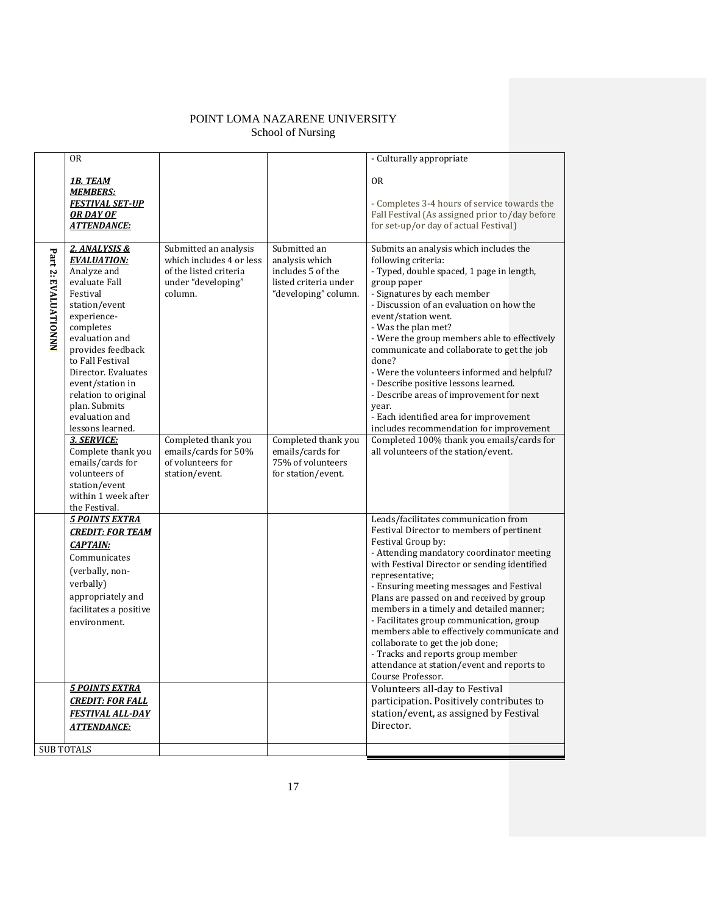POINT LOMA NAZARENE UNIVERSITY
School of Nursing

| | | | | |
|---|---|---|---|---|
| | OR<br><br>***1B. TEAM MEMBERS: FESTIVAL SET-UP OR DAY OF ATTENDANCE:*** | | | - Culturally appropriate<br><br>OR<br><br>- Completes 3-4 hours of service towards the Fall Festival (As assigned prior to/day before for set-up/or day of actual Festival) |
| **Part 2: EVALUATIONNN** | ***2. ANALYSIS & EVALUATION:*** Analyze and evaluate Fall Festival station/event experience- completes evaluation and provides feedback to Fall Festival Director. Evaluates event/station in relation to original plan. Submits evaluation and lessons learned. | Submitted an analysis which includes 4 or less of the listed criteria under "developing" column. | Submitted an analysis which includes 5 of the listed criteria under "developing" column. | Submits an analysis which includes the following criteria:<br>- Typed, double spaced, 1 page in length, group paper<br>- Signatures by each member<br>- Discussion of an evaluation on how the event/station went.<br>- Was the plan met?<br>- Were the group members able to effectively communicate and collaborate to get the job done?<br>- Were the volunteers informed and helpful?<br>- Describe positive lessons learned.<br>- Describe areas of improvement for next year.<br>- Each identified area for improvement includes recommendation for improvement |
| | ***3. SERVICE:*** Complete thank you emails/cards for volunteers of station/event within 1 week after the Festival. | Completed thank you emails/cards for 50% of volunteers for station/event. | Completed thank you emails/cards for 75% of volunteers for station/event. | Completed 100% thank you emails/cards for all volunteers of the station/event. |
| | ***5 POINTS EXTRA CREDIT: FOR TEAM CAPTAIN:*** Communicates (verbally, non-verbally) appropriately and facilitates a positive environment. | | | Leads/facilitates communication from Festival Director to members of pertinent Festival Group by:<br>- Attending mandatory coordinator meeting with Festival Director or sending identified representative;<br>- Ensuring meeting messages and Festival Plans are passed on and received by group members in a timely and detailed manner;<br>- Facilitates group communication, group members able to effectively communicate and collaborate to get the job done;<br>- Tracks and reports group member attendance at station/event and reports to Course Professor. |
| | ***5 POINTS EXTRA CREDIT: FOR FALL FESTIVAL ALL-DAY ATTENDANCE:*** | | | Volunteers all-day to Festival participation. Positively contributes to station/event, as assigned by Festival Director. |
| SUB TOTALS | | | | |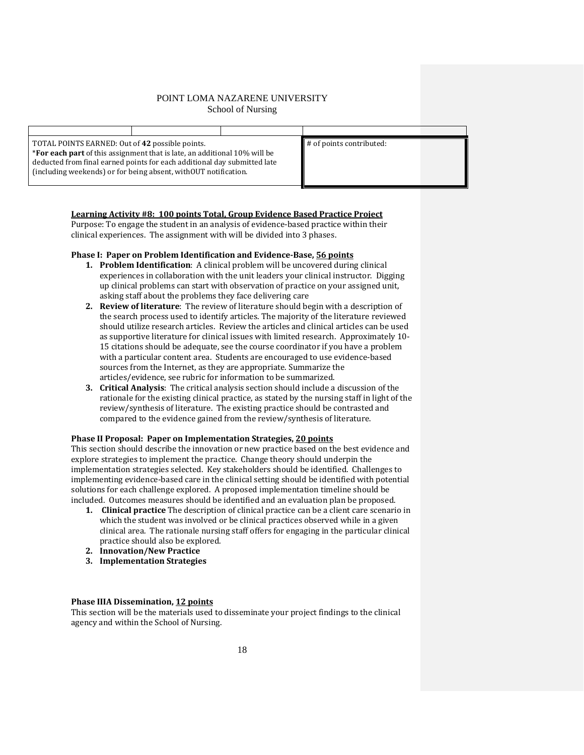POINT LOMA NAZARENE UNIVERSITY
School of Nursing

| | | | |
|---|---|---|---|
| TOTAL POINTS EARNED: Out of **42** possible points.<br>\***For each part** of this assignment that is late, an additional 10% will be deducted from final earned points for each additional day submitted late (including weekends) or for being absent, withOUT notification. | | | # of points contributed: |

**Learning Activity #8: 100 points Total, Group Evidence Based Practice Project**

Purpose: To engage the student in an analysis of evidence-based practice within their clinical experiences. The assignment with will be divided into 3 phases.

**Phase I: Paper on Problem Identification and Evidence-Base, 56 points**

1. **Problem Identification**: A clinical problem will be uncovered during clinical experiences in collaboration with the unit leaders your clinical instructor. Digging up clinical problems can start with observation of practice on your assigned unit, asking staff about the problems they face delivering care
2. **Review of literature**: The review of literature should begin with a description of the search process used to identify articles. The majority of the literature reviewed should utilize research articles. Review the articles and clinical articles can be used as supportive literature for clinical issues with limited research. Approximately 10-15 citations should be adequate, see the course coordinator if you have a problem with a particular content area. Students are encouraged to use evidence-based sources from the Internet, as they are appropriate. Summarize the articles/evidence, see rubric for information to be summarized.
3. **Critical Analysis**: The critical analysis section should include a discussion of the rationale for the existing clinical practice, as stated by the nursing staff in light of the review/synthesis of literature. The existing practice should be contrasted and compared to the evidence gained from the review/synthesis of literature.

**Phase II Proposal: Paper on Implementation Strategies, 20 points**

This section should describe the innovation or new practice based on the best evidence and explore strategies to implement the practice. Change theory should underpin the implementation strategies selected. Key stakeholders should be identified. Challenges to implementing evidence-based care in the clinical setting should be identified with potential solutions for each challenge explored. A proposed implementation timeline should be included. Outcomes measures should be identified and an evaluation plan be proposed.

1. **Clinical practice** The description of clinical practice can be a client care scenario in which the student was involved or be clinical practices observed while in a given clinical area. The rationale nursing staff offers for engaging in the particular clinical practice should also be explored.
2. **Innovation/New Practice**
3. **Implementation Strategies**

**Phase IIIA Dissemination, 12 points**

This section will be the materials used to disseminate your project findings to the clinical agency and within the School of Nursing.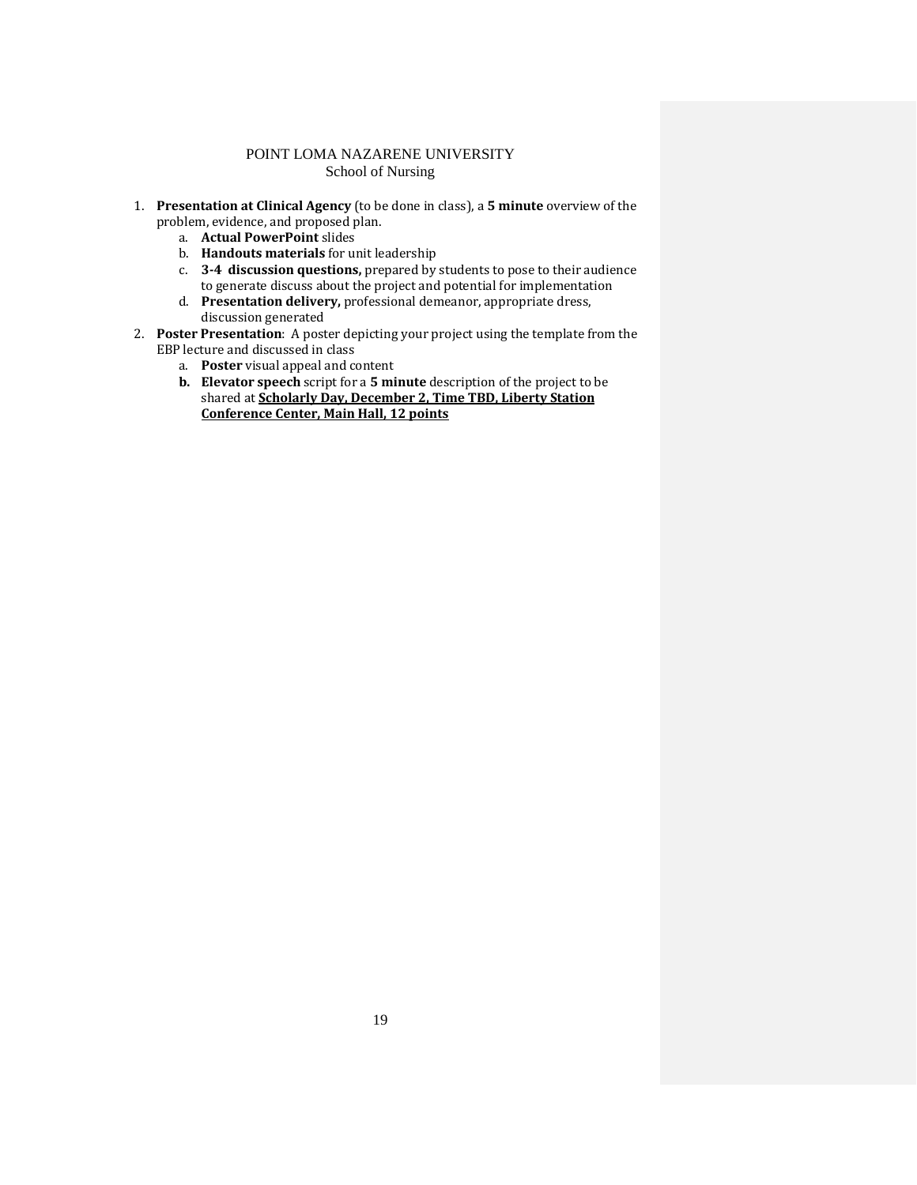POINT LOMA NAZARENE UNIVERSITY
School of Nursing

1. **Presentation at Clinical Agency** (to be done in class), a **5 minute** overview of the problem, evidence, and proposed plan.
   a. **Actual PowerPoint** slides
   b. **Handouts materials** for unit leadership
   c. **3-4 discussion questions,** prepared by students to pose to their audience to generate discuss about the project and potential for implementation
   d. **Presentation delivery,** professional demeanor, appropriate dress, discussion generated
2. **Poster Presentation**: A poster depicting your project using the template from the EBP lecture and discussed in class
   a. **Poster** visual appeal and content
   b. **Elevator speech** script for a **5 minute** description of the project to be shared at **<u>Scholarly Day, December 2, Time TBD, Liberty Station Conference Center, Main Hall, 12 points</u>**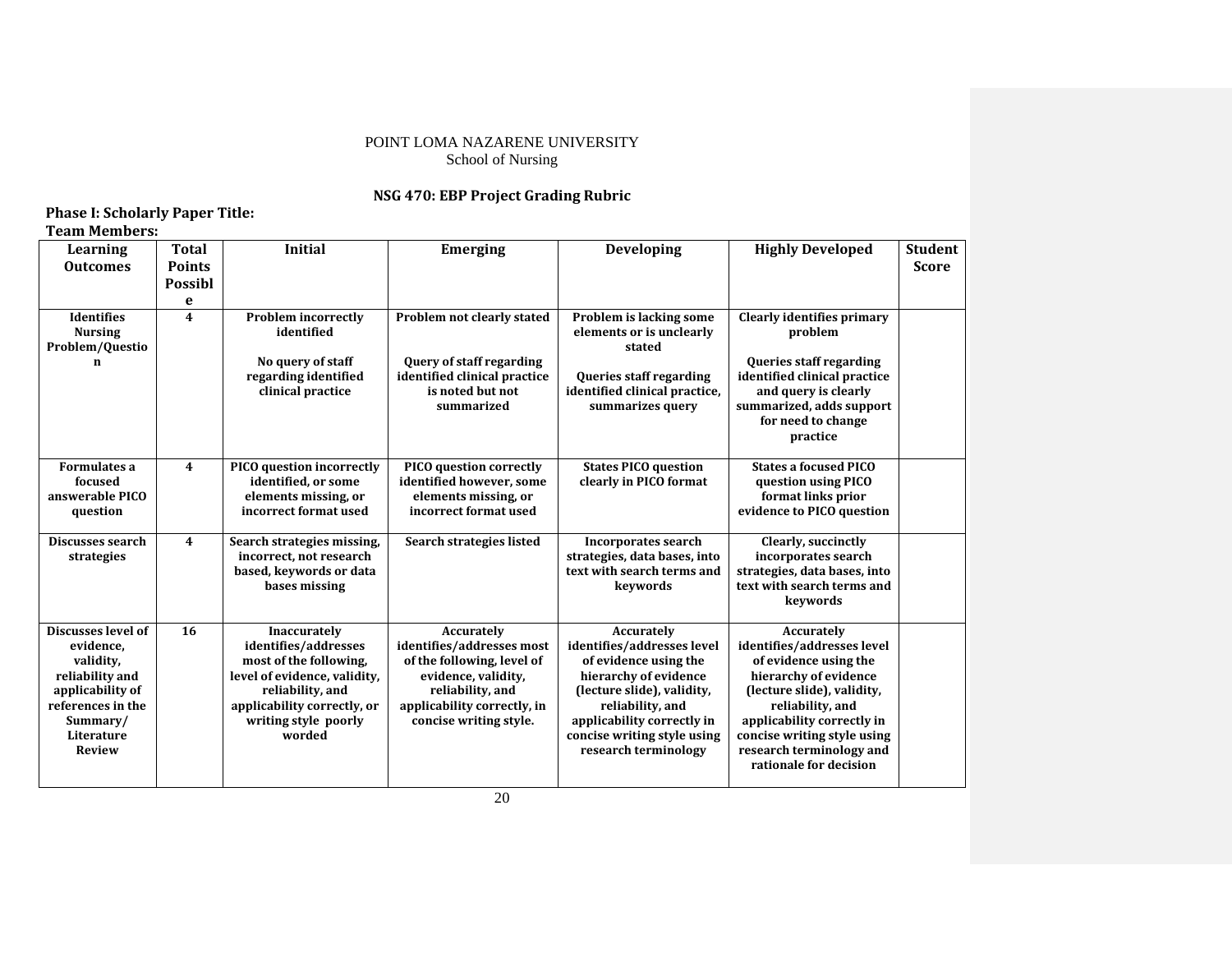POINT LOMA NAZARENE UNIVERSITY
School of Nursing

## NSG 470: EBP Project Grading Rubric

**Phase I: Scholarly Paper Title:**
**Team Members:**

| Learning Outcomes | Total Points Possible | Initial | Emerging | Developing | Highly Developed | Student Score |
|---|---|---|---|---|---|---|
| **Identifies Nursing Problem/Question** | **4** | **Problem incorrectly identified**<br><br>**No query of staff regarding identified clinical practice** | **Problem not clearly stated**<br><br>**Query of staff regarding identified clinical practice is noted but not summarized** | **Problem is lacking some elements or is unclearly stated**<br><br>**Queries staff regarding identified clinical practice, summarizes query** | **Clearly identifies primary problem**<br><br>**Queries staff regarding identified clinical practice and query is clearly summarized, adds support for need to change practice** | |
| **Formulates a focused answerable PICO question** | **4** | **PICO question incorrectly identified, or some elements missing, or incorrect format used** | **PICO question correctly identified however, some elements missing, or incorrect format used** | **States PICO question clearly in PICO format** | **States a focused PICO question using PICO format links prior evidence to PICO question** | |
| **Discusses search strategies** | **4** | **Search strategies missing, incorrect, not research based, keywords or data bases missing** | **Search strategies listed** | **Incorporates search strategies, data bases, into text with search terms and keywords** | **Clearly, succinctly incorporates search strategies, data bases, into text with search terms and keywords** | |
| **Discusses level of evidence, validity, reliability and applicability of references in the Summary/ Literature Review** | **16** | **Inaccurately identifies/addresses most of the following, level of evidence, validity, reliability, and applicability correctly, or writing style poorly worded** | **Accurately identifies/addresses most of the following, level of evidence, validity, reliability, and applicability correctly, in concise writing style.** | **Accurately identifies/addresses level of evidence using the hierarchy of evidence (lecture slide), validity, reliability, and applicability correctly in concise writing style using research terminology** | **Accurately identifies/addresses level of evidence using the hierarchy of evidence (lecture slide), validity, reliability, and applicability correctly in concise writing style using research terminology and rationale for decision** | |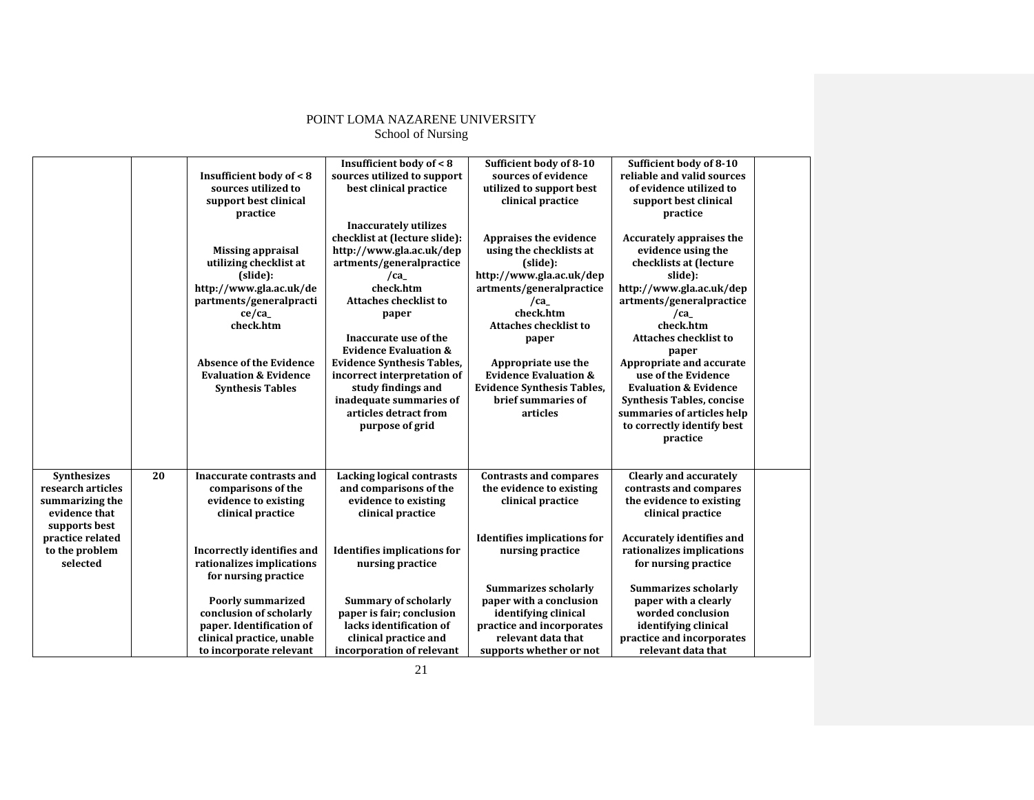POINT LOMA NAZARENE UNIVERSITY
School of Nursing

| | | | | | | |
|---|---|---|---|---|---|---|
| | | **Insufficient body of < 8 sources utilized to support best clinical practice**<br><br>**Missing appraisal utilizing checklist at (slide): http://www.gla.ac.uk/departments/generalpractice/ca_check.htm**<br><br>**Absence of the Evidence Evaluation & Evidence Synthesis Tables** | **Insufficient body of < 8 sources utilized to support best clinical practice**<br><br>**Inaccurately utilizes checklist at (lecture slide): http://www.gla.ac.uk/departments/generalpractice/ca_check.htm Attaches checklist to paper**<br><br>**Inaccurate use of the Evidence Evaluation & Evidence Synthesis Tables, incorrect interpretation of study findings and inadequate summaries of articles detract from purpose of grid** | **Sufficient body of 8-10 sources of evidence utilized to support best clinical practice**<br><br>**Appraises the evidence using the checklists at (slide): http://www.gla.ac.uk/departments/generalpractice/ca_check.htm Attaches checklist to paper**<br><br>**Appropriate use the Evidence Evaluation & Evidence Synthesis Tables, brief summaries of articles** | **Sufficient body of 8-10 reliable and valid sources of evidence utilized to support best clinical practice**<br><br>**Accurately appraises the evidence using the checklists at (lecture slide): http://www.gla.ac.uk/departments/generalpractice/ca_check.htm Attaches checklist to paper**<br><br>**Appropriate and accurate use of the Evidence Evaluation & Evidence Synthesis Tables, concise summaries of articles help to correctly identify best practice** | |
| **Synthesizes research articles summarizing the evidence that supports best practice related to the problem selected** | **20** | **Inaccurate contrasts and comparisons of the evidence to existing clinical practice**<br><br>**Incorrectly identifies and rationalizes implications for nursing practice**<br><br>**Poorly summarized conclusion of scholarly paper. Identification of clinical practice, unable to incorporate relevant** | **Lacking logical contrasts and comparisons of the evidence to existing clinical practice**<br><br>**Identifies implications for nursing practice**<br><br>**Summary of scholarly paper is fair; conclusion lacks identification of clinical practice and incorporation of relevant** | **Contrasts and compares the evidence to existing clinical practice**<br><br>**Identifies implications for nursing practice**<br><br>**Summarizes scholarly paper with a conclusion identifying clinical practice and incorporates relevant data that supports whether or not** | **Clearly and accurately contrasts and compares the evidence to existing clinical practice**<br><br>**Accurately identifies and rationalizes implications for nursing practice**<br><br>**Summarizes scholarly paper with a clearly worded conclusion identifying clinical practice and incorporates relevant data that** | |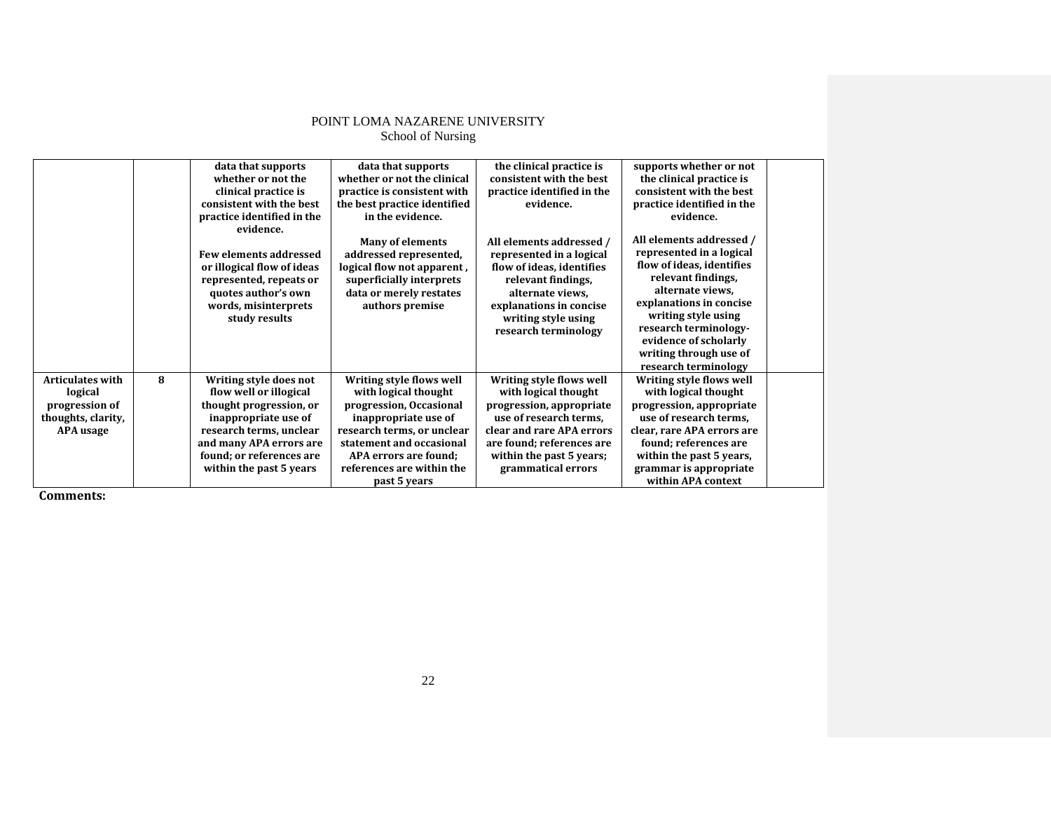POINT LOMA NAZARENE UNIVERSITY
School of Nursing

| | | | | | | |
|---|---|---|---|---|---|---|
| | | **data that supports whether or not the clinical practice is consistent with the best practice identified in the evidence.**<br><br>**Few elements addressed or illogical flow of ideas represented, repeats or quotes author's own words, misinterprets study results** | **data that supports whether or not the clinical practice is consistent with the best practice identified in the evidence.**<br><br>**Many of elements addressed represented, logical flow not apparent , superficially interprets data or merely restates authors premise** | **the clinical practice is consistent with the best practice identified in the evidence.**<br><br>**All elements addressed / represented in a logical flow of ideas, identifies relevant findings, alternate views, explanations in concise writing style using research terminology** | **supports whether or not the clinical practice is consistent with the best practice identified in the evidence.**<br><br>**All elements addressed / represented in a logical flow of ideas, identifies relevant findings, alternate views, explanations in concise writing style using research terminology- evidence of scholarly writing through use of research terminology** | |
| **Articulates with logical progression of thoughts, clarity, APA usage** | **8** | **Writing style does not flow well or illogical thought progression, or inappropriate use of research terms, unclear and many APA errors are found; or references are within the past 5 years** | **Writing style flows well with logical thought progression, Occasional inappropriate use of research terms, or unclear statement and occasional APA errors are found; references are within the past 5 years** | **Writing style flows well with logical thought progression, appropriate use of research terms, clear and rare APA errors are found; references are within the past 5 years; grammatical errors** | **Writing style flows well with logical thought progression, appropriate use of research terms, clear, rare APA errors are found; references are within the past 5 years, grammar is appropriate within APA context** | |

**Comments:**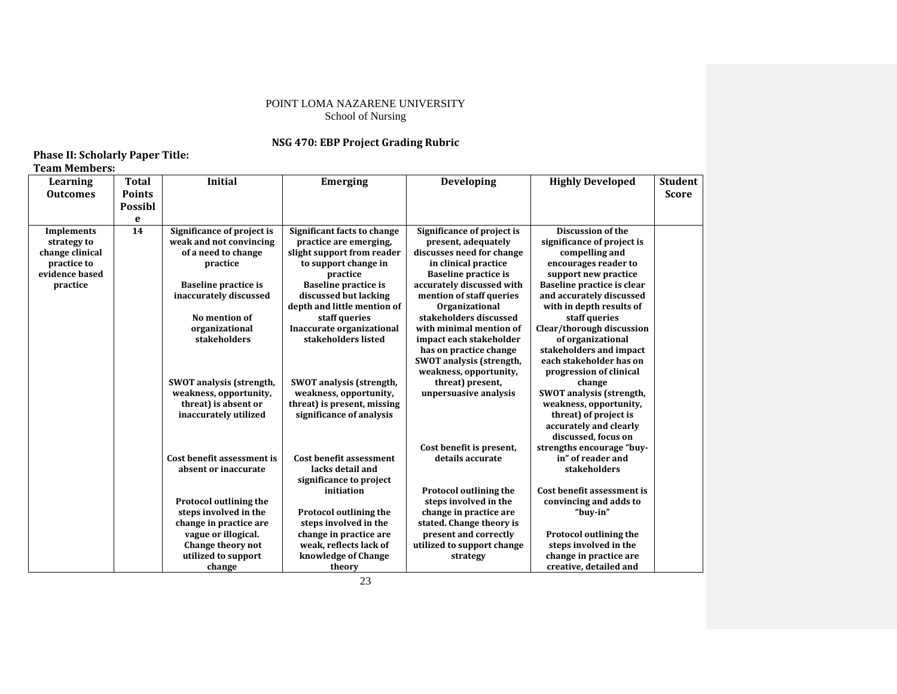POINT LOMA NAZARENE UNIVERSITY
School of Nursing

## NSG 470: EBP Project Grading Rubric

**Phase II: Scholarly Paper Title:**
**Team Members:**

| Learning Outcomes | Total Points Possible | Initial | Emerging | Developing | Highly Developed | Student Score |
|---|---|---|---|---|---|---|
| **Implements strategy to change clinical practice to evidence based practice** | **14** | **Significance of project is weak and not convincing of a need to change practice**<br><br>**Baseline practice is inaccurately discussed**<br><br>**No mention of organizational stakeholders**<br><br>**SWOT analysis (strength, weakness, opportunity, threat) is absent or inaccurately utilized**<br><br>**Cost benefit assessment is absent or inaccurate**<br><br>**Protocol outlining the steps involved in the change in practice are vague or illogical. Change theory not utilized to support change** | **Significant facts to change practice are emerging, slight support from reader to support change in practice**<br>**Baseline practice is discussed but lacking depth and little mention of staff queries**<br>**Inaccurate organizational stakeholders listed**<br><br>**SWOT analysis (strength, weakness, opportunity, threat) is present, missing significance of analysis**<br><br>**Cost benefit assessment lacks detail and significance to project initiation**<br><br>**Protocol outlining the steps involved in the change in practice are weak, reflects lack of knowledge of Change theory** | **Significance of project is present, adequately discusses need for change in clinical practice**<br>**Baseline practice is accurately discussed with mention of staff queries**<br>**Organizational stakeholders discussed with minimal mention of impact each stakeholder has on practice change**<br>**SWOT analysis (strength, weakness, opportunity, threat) present, unpersuasive analysis**<br><br>**Cost benefit is present, details accurate**<br><br>**Protocol outlining the steps involved in the change in practice are stated. Change theory is present and correctly utilized to support change strategy** | **Discussion of the significance of project is compelling and encourages reader to support new practice**<br>**Baseline practice is clear and accurately discussed with in depth results of staff queries**<br>**Clear/thorough discussion of organizational stakeholders and impact each stakeholder has on progression of clinical change**<br>**SWOT analysis (strength, weakness, opportunity, threat) of project is accurately and clearly discussed, focus on strengths encourage "buy-in" of reader and stakeholders**<br><br>**Cost benefit assessment is convincing and adds to "buy-in"**<br><br>**Protocol outlining the steps involved in the change in practice are creative, detailed and** | |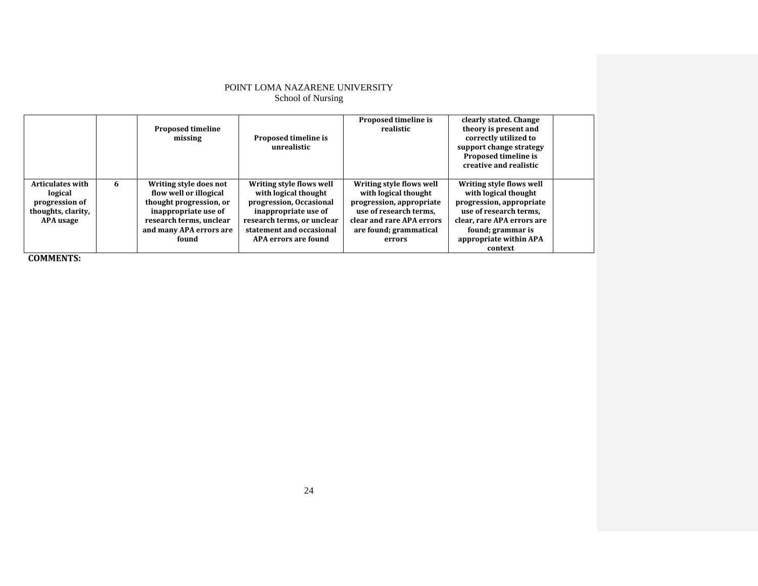POINT LOMA NAZARENE UNIVERSITY
School of Nursing

| | | | | | | |
|---|---|---|---|---|---|---|
| | | **Proposed timeline missing** | **Proposed timeline is unrealistic** | **Proposed timeline is realistic** | **clearly stated. Change theory is present and correctly utilized to support change strategy Proposed timeline is creative and realistic** | |
| **Articulates with logical progression of thoughts, clarity, APA usage** | **6** | **Writing style does not flow well or illogical thought progression, or inappropriate use of research terms, unclear and many APA errors are found** | **Writing style flows well with logical thought progression, Occasional inappropriate use of research terms, or unclear statement and occasional APA errors are found** | **Writing style flows well with logical thought progression, appropriate use of research terms, clear and rare APA errors are found; grammatical errors** | **Writing style flows well with logical thought progression, appropriate use of research terms, clear, rare APA errors are found; grammar is appropriate within APA context** | |

**COMMENTS:**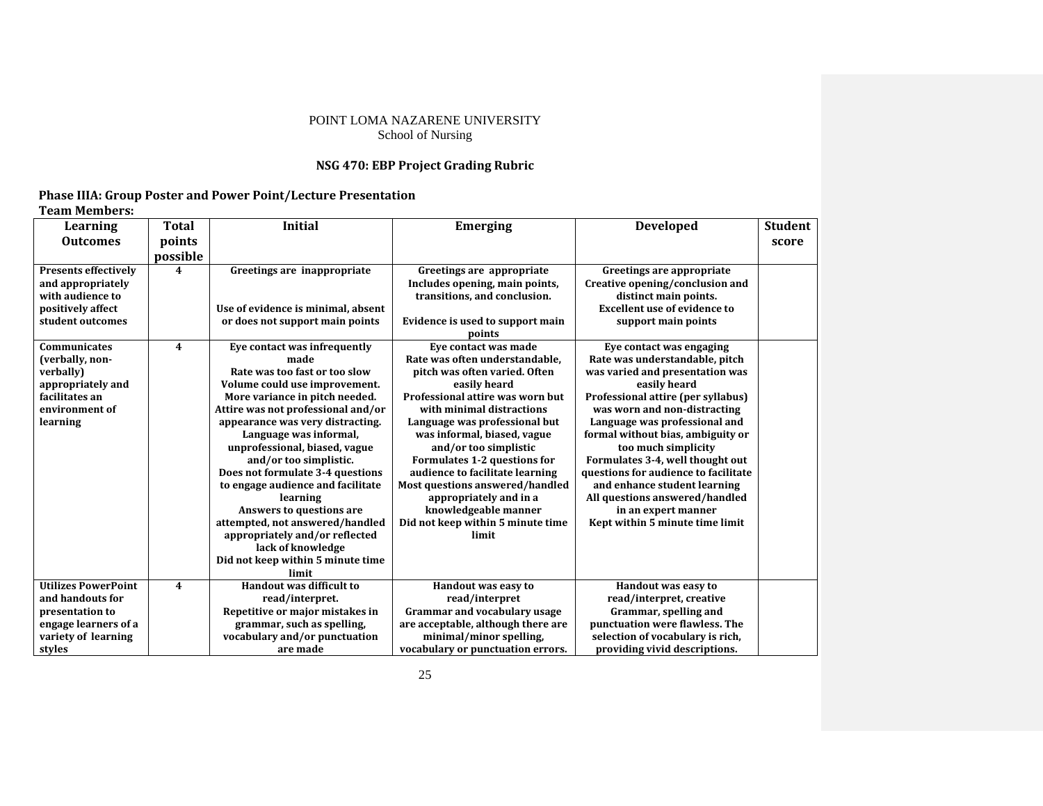POINT LOMA NAZARENE UNIVERSITY
School of Nursing

**NSG 470: EBP Project Grading Rubric**

**Phase IIIA: Group Poster and Power Point/Lecture Presentation**
**Team Members:**

| Learning Outcomes | Total points possible | Initial | Emerging | Developed | Student score |
|---|---|---|---|---|---|
| **Presents effectively and appropriately with audience to positively affect student outcomes** | **4** | **Greetings are inappropriate**<br><br>**Use of evidence is minimal, absent or does not support main points** | **Greetings are appropriate**<br>**Includes opening, main points, transitions, and conclusion.**<br><br>**Evidence is used to support main points** | **Greetings are appropriate**<br>**Creative opening/conclusion and distinct main points.**<br>**Excellent use of evidence to support main points** | |
| **Communicates (verbally, non-verbally) appropriately and facilitates an environment of learning** | **4** | **Eye contact was infrequently made**<br>**Rate was too fast or too slow**<br>**Volume could use improvement.**<br>**More variance in pitch needed.**<br>**Attire was not professional and/or appearance was very distracting.**<br>**Language was informal, unprofessional, biased, vague and/or too simplistic.**<br>**Does not formulate 3-4 questions to engage audience and facilitate learning**<br>**Answers to questions are attempted, not answered/handled appropriately and/or reflected lack of knowledge**<br>**Did not keep within 5 minute time limit** | **Eye contact was made**<br>**Rate was often understandable, pitch was often varied. Often easily heard**<br>**Professional attire was worn but with minimal distractions**<br>**Language was professional but was informal, biased, vague and/or too simplistic**<br>**Formulates 1-2 questions for audience to facilitate learning**<br>**Most questions answered/handled appropriately and in a knowledgeable manner**<br>**Did not keep within 5 minute time limit** | **Eye contact was engaging**<br>**Rate was understandable, pitch was varied and presentation was easily heard**<br>**Professional attire (per syllabus) was worn and non-distracting**<br>**Language was professional and formal without bias, ambiguity or too much simplicity**<br>**Formulates 3-4, well thought out questions for audience to facilitate and enhance student learning**<br>**All questions answered/handled in an expert manner**<br>**Kept within 5 minute time limit** | |
| **Utilizes PowerPoint and handouts for presentation to engage learners of a variety of learning styles** | **4** | **Handout was difficult to read/interpret.**<br>**Repetitive or major mistakes in grammar, such as spelling, vocabulary and/or punctuation are made** | **Handout was easy to read/interpret**<br>**Grammar and vocabulary usage are acceptable, although there are minimal/minor spelling, vocabulary or punctuation errors.** | **Handout was easy to read/interpret, creative**<br>**Grammar, spelling and punctuation were flawless. The selection of vocabulary is rich, providing vivid descriptions.** | |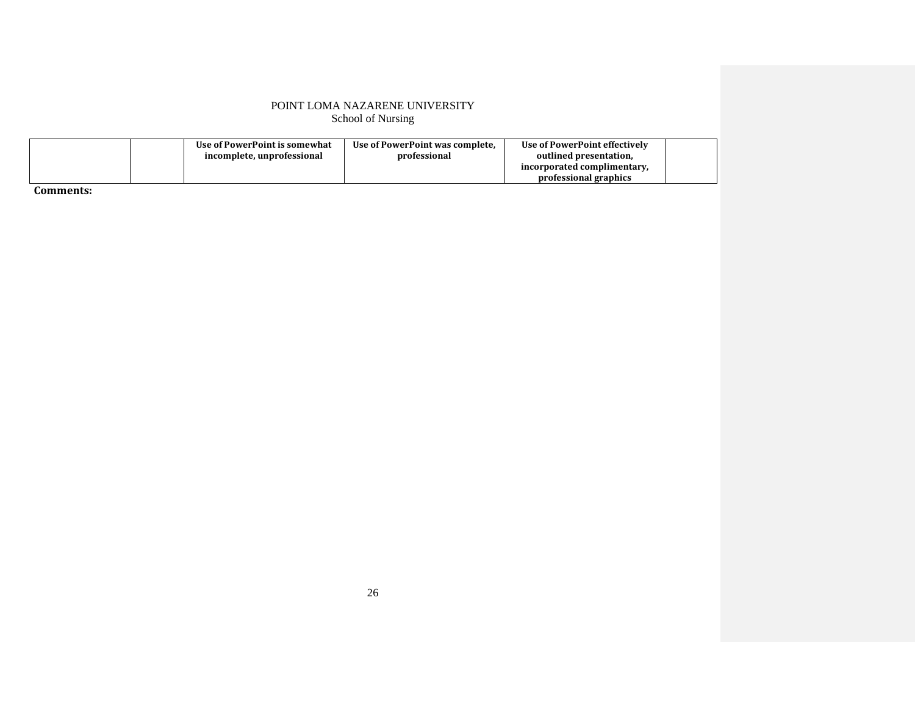| | | Use of PowerPoint is somewhat incomplete, unprofessional | Use of PowerPoint was complete, professional | Use of PowerPoint effectively outlined presentation, incorporated complimentary, professional graphics | |
|---|---|---|---|---|---|

**Comments:**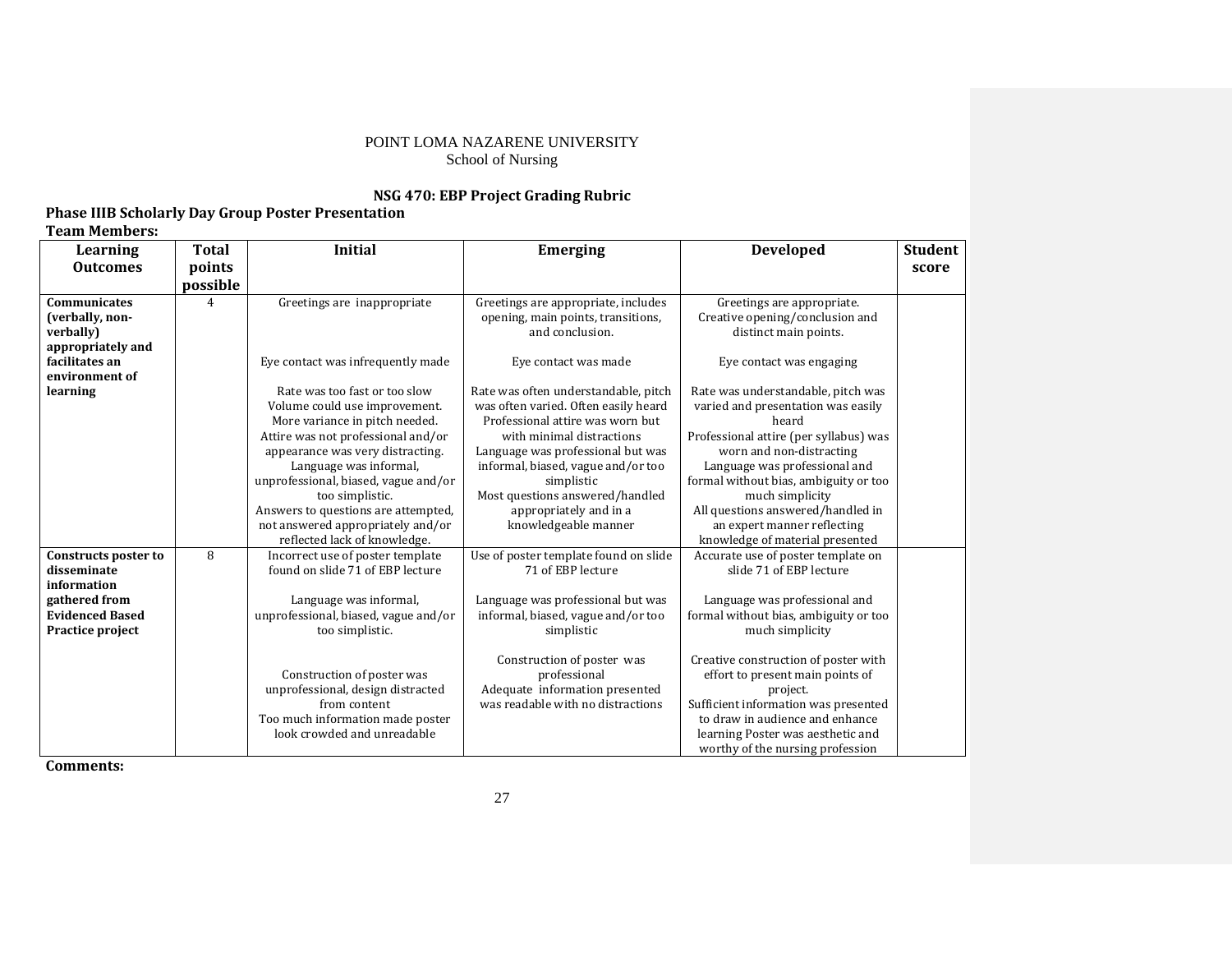POINT LOMA NAZARENE UNIVERSITY
School of Nursing

**NSG 470: EBP Project Grading Rubric**

**Phase IIIB Scholarly Day Group Poster Presentation**

**Team Members:**

| Learning Outcomes | Total points possible | Initial | Emerging | Developed | Student score |
|---|---|---|---|---|---|
| **Communicates (verbally, non-verbally) appropriately and facilitates an environment of learning** | 4 | Greetings are inappropriate<br><br>Eye contact was infrequently made<br><br>Rate was too fast or too slow Volume could use improvement. More variance in pitch needed. Attire was not professional and/or appearance was very distracting. Language was informal, unprofessional, biased, vague and/or too simplistic. Answers to questions are attempted, not answered appropriately and/or reflected lack of knowledge. | Greetings are appropriate, includes opening, main points, transitions, and conclusion.<br><br>Eye contact was made<br><br>Rate was often understandable, pitch was often varied. Often easily heard Professional attire was worn but with minimal distractions Language was professional but was informal, biased, vague and/or too simplistic Most questions answered/handled appropriately and in a knowledgeable manner | Greetings are appropriate. Creative opening/conclusion and distinct main points.<br><br>Eye contact was engaging<br><br>Rate was understandable, pitch was varied and presentation was easily heard Professional attire (per syllabus) was worn and non-distracting Language was professional and formal without bias, ambiguity or too much simplicity All questions answered/handled in an expert manner reflecting knowledge of material presented | |
| **Constructs poster to disseminate information gathered from Evidenced Based Practice project** | 8 | Incorrect use of poster template found on slide 71 of EBP lecture<br><br>Language was informal, unprofessional, biased, vague and/or too simplistic.<br><br>Construction of poster was unprofessional, design distracted from content Too much information made poster look crowded and unreadable | Use of poster template found on slide 71 of EBP lecture<br><br>Language was professional but was informal, biased, vague and/or too simplistic<br><br>Construction of poster was professional Adequate information presented was readable with no distractions | Accurate use of poster template on slide 71 of EBP lecture<br><br>Language was professional and formal without bias, ambiguity or too much simplicity<br><br>Creative construction of poster with effort to present main points of project. Sufficient information was presented to draw in audience and enhance learning Poster was aesthetic and worthy of the nursing profession | |

**Comments:**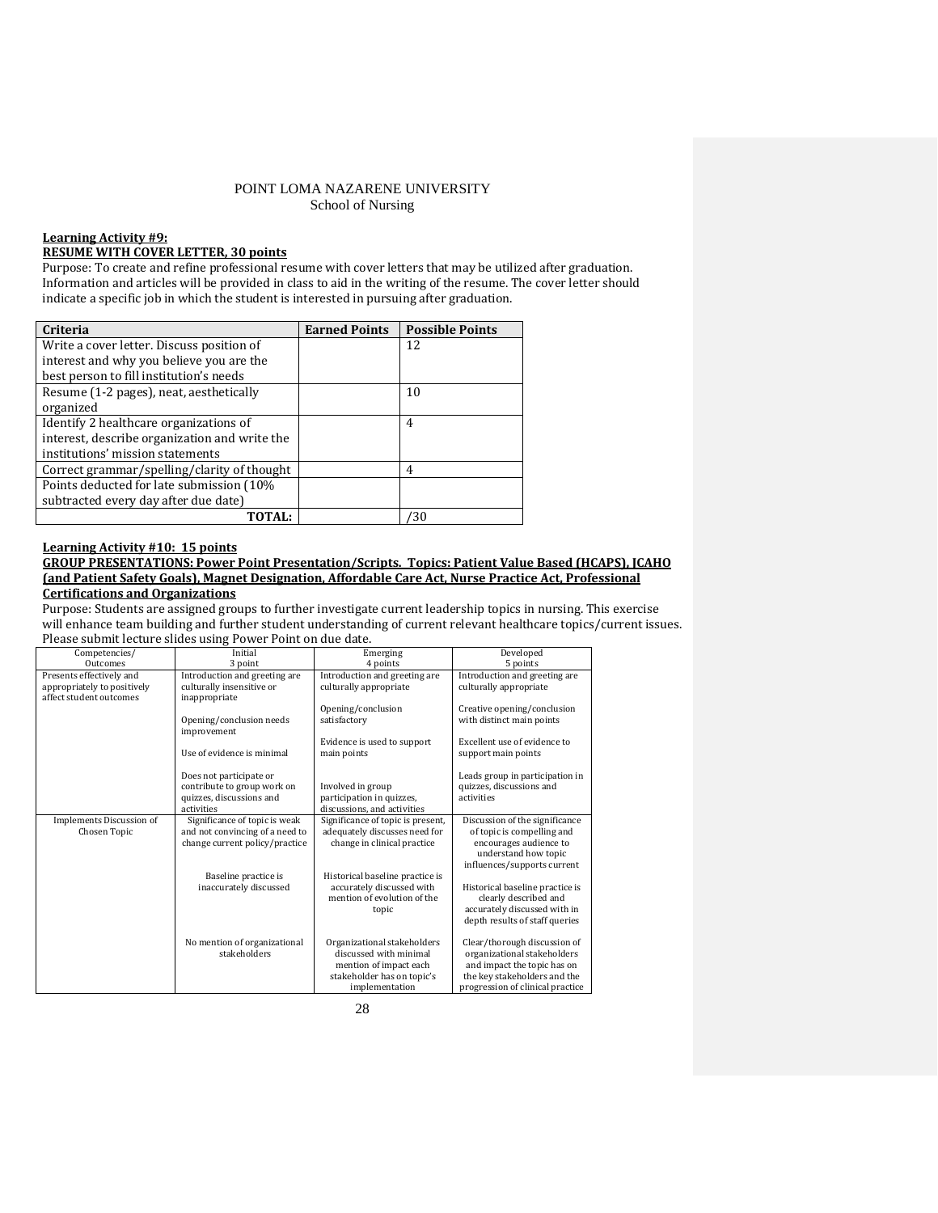POINT LOMA NAZARENE UNIVERSITY
School of Nursing

**Learning Activity #9:**
**RESUME WITH COVER LETTER, 30 points**

Purpose: To create and refine professional resume with cover letters that may be utilized after graduation. Information and articles will be provided in class to aid in the writing of the resume. The cover letter should indicate a specific job in which the student is interested in pursuing after graduation.

| Criteria | Earned Points | Possible Points |
|---|---|---|
| Write a cover letter. Discuss position of interest and why you believe you are the best person to fill institution's needs | | 12 |
| Resume (1-2 pages), neat, aesthetically organized | | 10 |
| Identify 2 healthcare organizations of interest, describe organization and write the institutions' mission statements | | 4 |
| Correct grammar/spelling/clarity of thought | | 4 |
| Points deducted for late submission (10% subtracted every day after due date) | | |
| **TOTAL:** | | /30 |

**Learning Activity #10: 15 points**
**GROUP PRESENTATIONS: Power Point Presentation/Scripts. Topics: Patient Value Based (HCAPS), JCAHO (and Patient Safety Goals), Magnet Designation, Affordable Care Act, Nurse Practice Act, Professional Certifications and Organizations**

Purpose: Students are assigned groups to further investigate current leadership topics in nursing. This exercise will enhance team building and further student understanding of current relevant healthcare topics/current issues. Please submit lecture slides using Power Point on due date.

| Competencies/ Outcomes | Initial 3 point | Emerging 4 points | Developed 5 points |
|---|---|---|---|
| Presents effectively and appropriately to positively affect student outcomes | Introduction and greeting are culturally insensitive or inappropriate<br><br>Opening/conclusion needs improvement<br><br>Use of evidence is minimal<br><br>Does not participate or contribute to group work on quizzes, discussions and activities | Introduction and greeting are culturally appropriate<br><br>Opening/conclusion satisfactory<br><br>Evidence is used to support main points<br><br>Involved in group participation in quizzes, discussions, and activities | Introduction and greeting are culturally appropriate<br><br>Creative opening/conclusion with distinct main points<br><br>Excellent use of evidence to support main points<br><br>Leads group in participation in quizzes, discussions and activities |
| Implements Discussion of Chosen Topic | Significance of topic is weak and not convincing of a need to change current policy/practice<br><br>Baseline practice is inaccurately discussed<br><br>No mention of organizational stakeholders | Significance of topic is present, adequately discusses need for change in clinical practice<br><br>Historical baseline practice is accurately discussed with mention of evolution of the topic<br><br>Organizational stakeholders discussed with minimal mention of impact each stakeholder has on topic's implementation | Discussion of the significance of topic is compelling and encourages audience to understand how topic influences/supports current<br><br>Historical baseline practice is clearly described and accurately discussed with in depth results of staff queries<br><br>Clear/thorough discussion of organizational stakeholders and impact the topic has on the key stakeholders and the progression of clinical practice |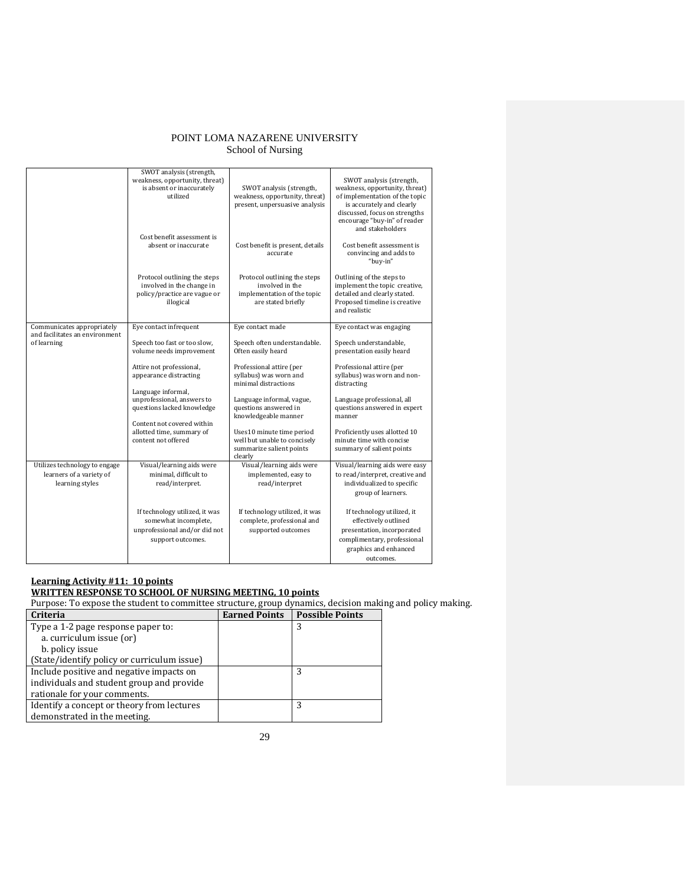POINT LOMA NAZARENE UNIVERSITY
School of Nursing

| | | | |
|---|---|---|---|
| | SWOT analysis (strength, weakness, opportunity, threat) is absent or inaccurately utilized<br><br>Cost benefit assessment is absent or inaccurate<br><br>Protocol outlining the steps involved in the change in policy/practice are vague or illogical | SWOT analysis (strength, weakness, opportunity, threat) present, unpersuasive analysis<br><br>Cost benefit is present, details accurate<br><br>Protocol outlining the steps involved in the implementation of the topic are stated briefly | SWOT analysis (strength, weakness, opportunity, threat) of implementation of the topic is accurately and clearly discussed, focus on strengths encourage "buy-in" of reader and stakeholders<br><br>Cost benefit assessment is convincing and adds to "buy-in"<br><br>Outlining of the steps to implement the topic creative, detailed and clearly stated. Proposed timeline is creative and realistic |
| Communicates appropriately and facilitates an environment of learning | Eye contact infrequent<br><br>Speech too fast or too slow, volume needs improvement<br><br>Attire not professional, appearance distracting<br><br>Language informal, unprofessional, answers to questions lacked knowledge<br><br>Content not covered within allotted time, summary of content not offered | Eye contact made<br><br>Speech often understandable. Often easily heard<br><br>Professional attire (per syllabus) was worn and minimal distractions<br><br>Language informal, vague, questions answered in knowledgeable manner<br><br>Uses10 minute time period well but unable to concisely summarize salient points clearly | Eye contact was engaging<br><br>Speech understandable, presentation easily heard<br><br>Professional attire (per syllabus) was worn and non-distracting<br><br>Language professional, all questions answered in expert manner<br><br>Proficiently uses allotted 10 minute time with concise summary of salient points |
| Utilizes technology to engage learners of a variety of learning styles | Visual/learning aids were minimal, difficult to read/interpret.<br><br>If technology utilized, it was somewhat incomplete, unprofessional and/or did not support outcomes. | Visual/learning aids were implemented, easy to read/interpret<br><br>If technology utilized, it was complete, professional and supported outcomes | Visual/learning aids were easy to read/interpret, creative and individualized to specific group of learners.<br><br>If technology utilized, it effectively outlined presentation, incorporated complimentary, professional graphics and enhanced outcomes. |

**Learning Activity #11: 10 points**

**WRITTEN RESPONSE TO SCHOOL OF NURSING MEETING, 10 points**

Purpose: To expose the student to committee structure, group dynamics, decision making and policy making.

| Criteria | Earned Points | Possible Points |
|---|---|---|
| Type a 1-2 page response paper to:<br>a. curriculum issue (or)<br>b. policy issue<br>(State/identify policy or curriculum issue) | | 3 |
| Include positive and negative impacts on individuals and student group and provide rationale for your comments. | | 3 |
| Identify a concept or theory from lectures demonstrated in the meeting. | | 3 |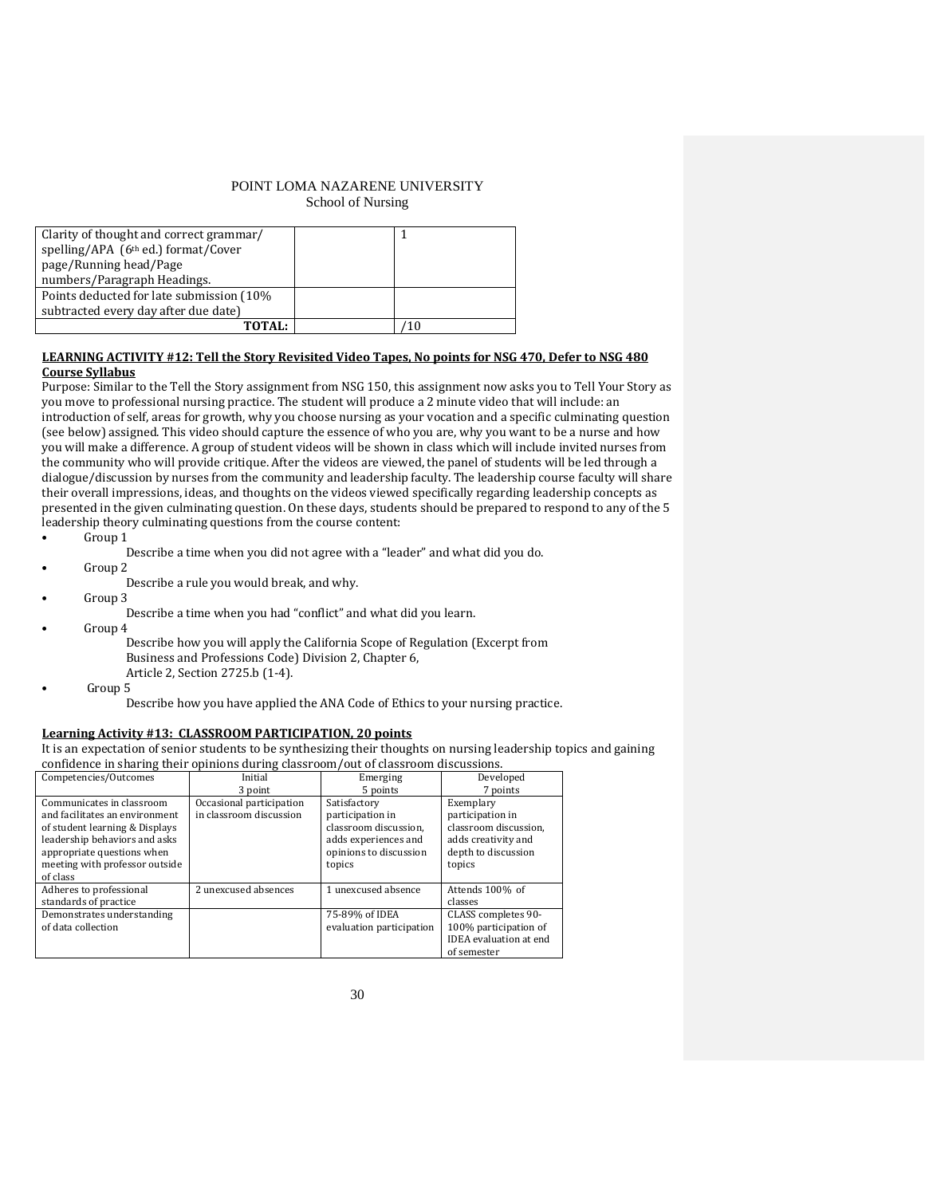| | | |
|---|---|---|
| Clarity of thought and correct grammar/ spelling/APA (6th ed.) format/Cover page/Running head/Page numbers/Paragraph Headings. | | 1 |
| Points deducted for late submission (10% subtracted every day after due date) | | |
| **TOTAL:** | | /10 |

**LEARNING ACTIVITY #12: Tell the Story Revisited Video Tapes, No points for NSG 470, Defer to NSG 480 Course Syllabus**

Purpose: Similar to the Tell the Story assignment from NSG 150, this assignment now asks you to Tell Your Story as you move to professional nursing practice. The student will produce a 2 minute video that will include: an introduction of self, areas for growth, why you choose nursing as your vocation and a specific culminating question (see below) assigned. This video should capture the essence of who you are, why you want to be a nurse and how you will make a difference. A group of student videos will be shown in class which will include invited nurses from the community who will provide critique. After the videos are viewed, the panel of students will be led through a dialogue/discussion by nurses from the community and leadership faculty. The leadership course faculty will share their overall impressions, ideas, and thoughts on the videos viewed specifically regarding leadership concepts as presented in the given culminating question. On these days, students should be prepared to respond to any of the 5 leadership theory culminating questions from the course content:

- Group 1
  - Describe a time when you did not agree with a "leader" and what did you do.
- Group 2
  - Describe a rule you would break, and why.
- Group 3
  - Describe a time when you had "conflict" and what did you learn.
- Group 4
  - Describe how you will apply the California Scope of Regulation (Excerpt from Business and Professions Code) Division 2, Chapter 6, Article 2, Section 2725.b (1-4).
- Group 5
  - Describe how you have applied the ANA Code of Ethics to your nursing practice.

**Learning Activity #13: CLASSROOM PARTICIPATION, 20 points**

It is an expectation of senior students to be synthesizing their thoughts on nursing leadership topics and gaining confidence in sharing their opinions during classroom/out of classroom discussions.

| Competencies/Outcomes | Initial<br>3 point | Emerging<br>5 points | Developed<br>7 points |
|---|---|---|---|
| Communicates in classroom and facilitates an environment of student learning & Displays leadership behaviors and asks appropriate questions when meeting with professor outside of class | Occasional participation in classroom discussion | Satisfactory participation in classroom discussion, adds experiences and opinions to discussion topics | Exemplary participation in classroom discussion, adds creativity and depth to discussion topics |
| Adheres to professional standards of practice | 2 unexcused absences | 1 unexcused absence | Attends 100% of classes |
| Demonstrates understanding of data collection | | 75-89% of IDEA evaluation participation | CLASS completes 90-100% participation of IDEA evaluation at end of semester |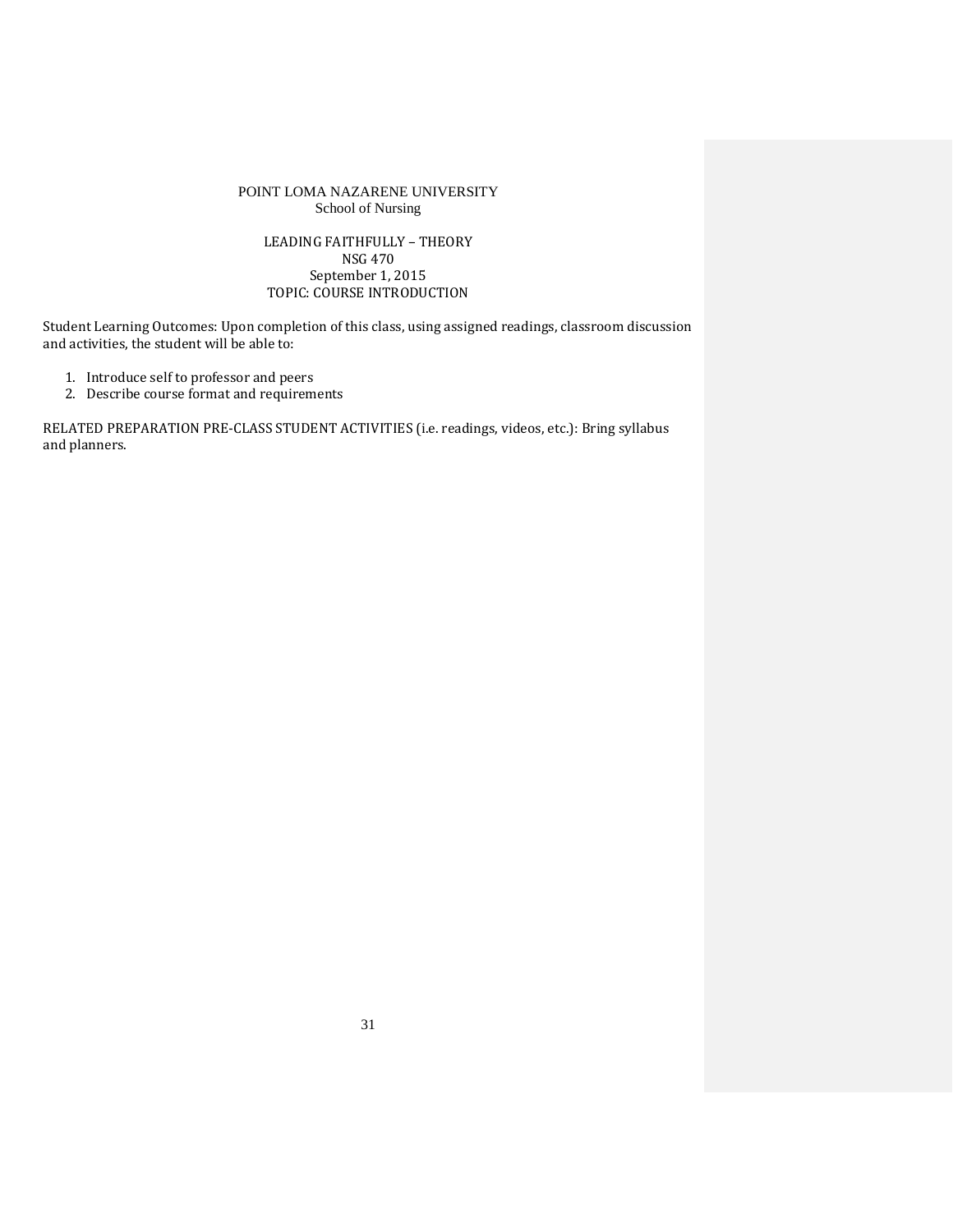POINT LOMA NAZARENE UNIVERSITY
School of Nursing

LEADING FAITHFULLY – THEORY
NSG 470
September 1, 2015
TOPIC: COURSE INTRODUCTION

Student Learning Outcomes: Upon completion of this class, using assigned readings, classroom discussion and activities, the student will be able to:

1. Introduce self to professor and peers
2. Describe course format and requirements

RELATED PREPARATION PRE-CLASS STUDENT ACTIVITIES (i.e. readings, videos, etc.): Bring syllabus and planners.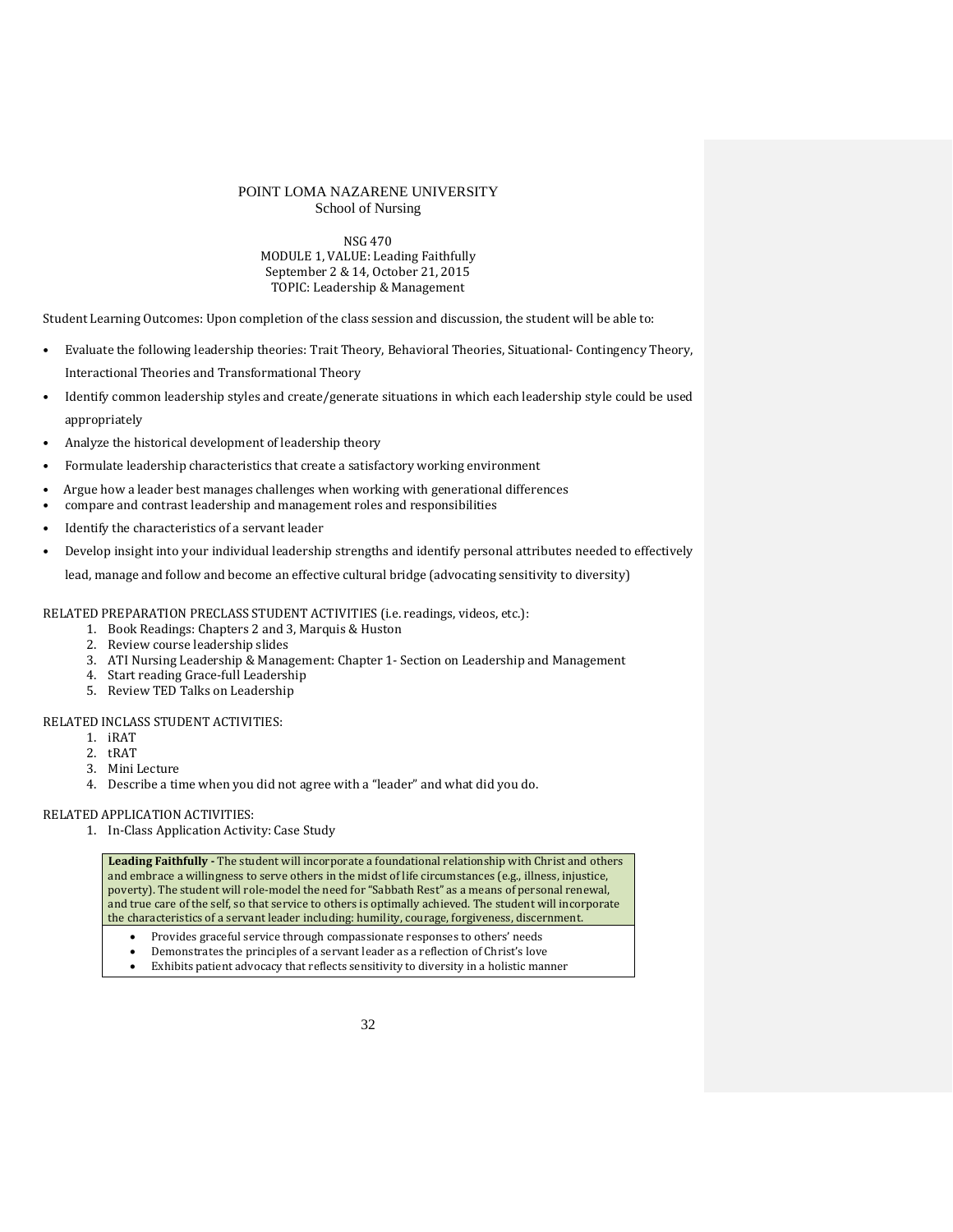POINT LOMA NAZARENE UNIVERSITY
School of Nursing

NSG 470
MODULE 1, VALUE: Leading Faithfully
September 2 & 14, October 21, 2015
TOPIC: Leadership & Management

Student Learning Outcomes: Upon completion of the class session and discussion, the student will be able to:

- Evaluate the following leadership theories: Trait Theory, Behavioral Theories, Situational- Contingency Theory, Interactional Theories and Transformational Theory
- Identify common leadership styles and create/generate situations in which each leadership style could be used appropriately
- Analyze the historical development of leadership theory
- Formulate leadership characteristics that create a satisfactory working environment
- Argue how a leader best manages challenges when working with generational differences
- compare and contrast leadership and management roles and responsibilities
- Identify the characteristics of a servant leader
- Develop insight into your individual leadership strengths and identify personal attributes needed to effectively lead, manage and follow and become an effective cultural bridge (advocating sensitivity to diversity)

RELATED PREPARATION PRECLASS STUDENT ACTIVITIES (i.e. readings, videos, etc.):

1. Book Readings: Chapters 2 and 3, Marquis & Huston
2. Review course leadership slides
3. ATI Nursing Leadership & Management: Chapter 1- Section on Leadership and Management
4. Start reading Grace-full Leadership
5. Review TED Talks on Leadership

RELATED INCLASS STUDENT ACTIVITIES:

1. iRAT
2. tRAT
3. Mini Lecture
4. Describe a time when you did not agree with a "leader" and what did you do.

RELATED APPLICATION ACTIVITIES:

1. In-Class Application Activity: Case Study

| **Leading Faithfully -** The student will incorporate a foundational relationship with Christ and others and embrace a willingness to serve others in the midst of life circumstances (e.g., illness, injustice, poverty). The student will role-model the need for "Sabbath Rest" as a means of personal renewal, and true care of the self, so that service to others is optimally achieved. The student will incorporate the characteristics of a servant leader including: humility, courage, forgiveness, discernment. |
|---|
| • Provides graceful service through compassionate responses to others' needs<br>• Demonstrates the principles of a servant leader as a reflection of Christ's love<br>• Exhibits patient advocacy that reflects sensitivity to diversity in a holistic manner |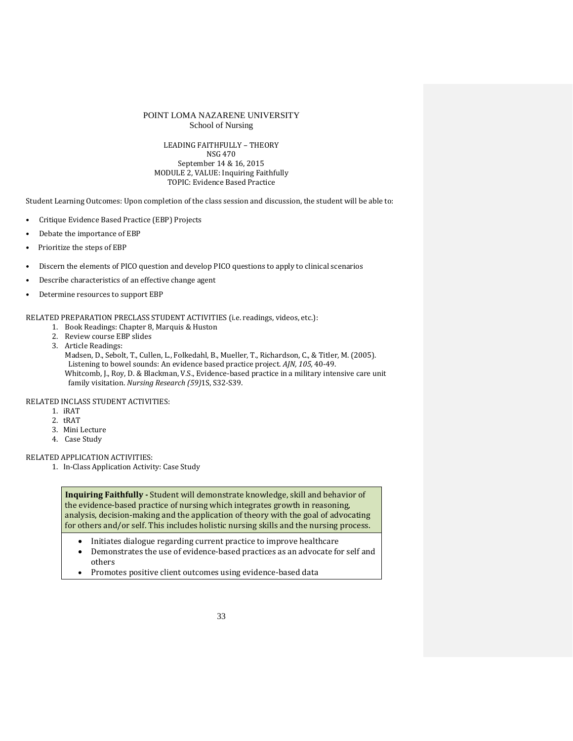POINT LOMA NAZARENE UNIVERSITY
School of Nursing

LEADING FAITHFULLY – THEORY
NSG 470
September 14 & 16, 2015
MODULE 2, VALUE: Inquiring Faithfully
TOPIC: Evidence Based Practice

Student Learning Outcomes: Upon completion of the class session and discussion, the student will be able to:

- Critique Evidence Based Practice (EBP) Projects
- Debate the importance of EBP
- Prioritize the steps of EBP
- Discern the elements of PICO question and develop PICO questions to apply to clinical scenarios
- Describe characteristics of an effective change agent
- Determine resources to support EBP

RELATED PREPARATION PRECLASS STUDENT ACTIVITIES (i.e. readings, videos, etc.):

1. Book Readings: Chapter 8, Marquis & Huston
2. Review course EBP slides
3. Article Readings:
   Madsen, D., Sebolt, T., Cullen, L., Folkedahl, B., Mueller, T., Richardson, C., & Titler, M. (2005). Listening to bowel sounds: An evidence based practice project. *AJN, 105*, 40-49.
   Whitcomb, J., Roy, D. & Blackman, V.S., Evidence-based practice in a military intensive care unit family visitation. *Nursing Research (59)*1S, S32-S39.

RELATED INCLASS STUDENT ACTIVITIES:

1. iRAT
2. tRAT
3. Mini Lecture
4. Case Study

RELATED APPLICATION ACTIVITIES:

1. In-Class Application Activity: Case Study

**Inquiring Faithfully -** Student will demonstrate knowledge, skill and behavior of the evidence-based practice of nursing which integrates growth in reasoning, analysis, decision-making and the application of theory with the goal of advocating for others and/or self. This includes holistic nursing skills and the nursing process.

- Initiates dialogue regarding current practice to improve healthcare
- Demonstrates the use of evidence-based practices as an advocate for self and others
- Promotes positive client outcomes using evidence-based data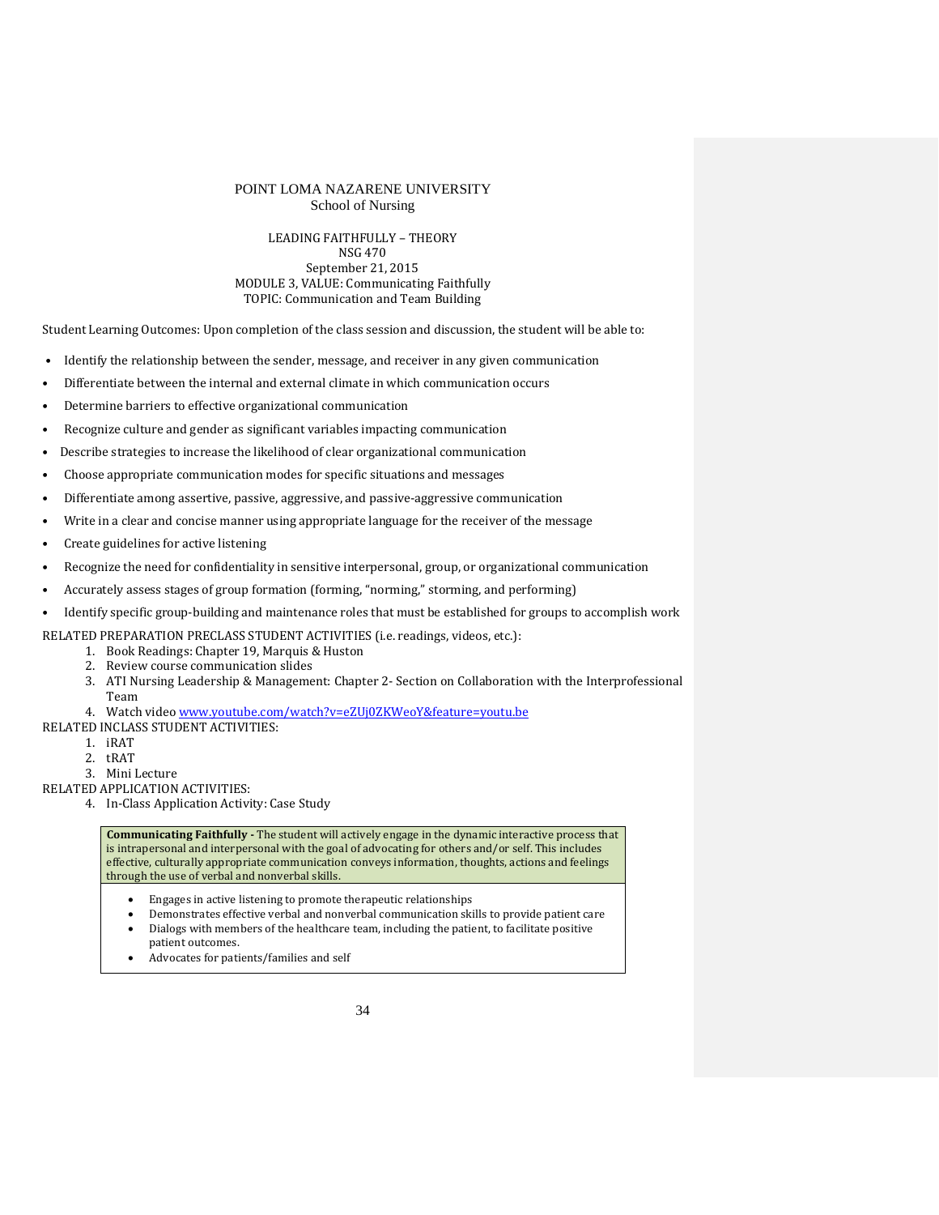# POINT LOMA NAZARENE UNIVERSITY
## School of Nursing

LEADING FAITHFULLY – THEORY
NSG 470
September 21, 2015
MODULE 3, VALUE: Communicating Faithfully
TOPIC: Communication and Team Building

Student Learning Outcomes: Upon completion of the class session and discussion, the student will be able to:

- Identify the relationship between the sender, message, and receiver in any given communication
- Differentiate between the internal and external climate in which communication occurs
- Determine barriers to effective organizational communication
- Recognize culture and gender as significant variables impacting communication
- Describe strategies to increase the likelihood of clear organizational communication
- Choose appropriate communication modes for specific situations and messages
- Differentiate among assertive, passive, aggressive, and passive-aggressive communication
- Write in a clear and concise manner using appropriate language for the receiver of the message
- Create guidelines for active listening
- Recognize the need for confidentiality in sensitive interpersonal, group, or organizational communication
- Accurately assess stages of group formation (forming, "norming," storming, and performing)
- Identify specific group-building and maintenance roles that must be established for groups to accomplish work

RELATED PREPARATION PRECLASS STUDENT ACTIVITIES (i.e. readings, videos, etc.):

1. Book Readings: Chapter 19, Marquis & Huston
2. Review course communication slides
3. ATI Nursing Leadership & Management: Chapter 2- Section on Collaboration with the Interprofessional Team
4. Watch video www.youtube.com/watch?v=eZUj0ZKWeoY&feature=youtu.be

RELATED INCLASS STUDENT ACTIVITIES:

1. iRAT
2. tRAT
3. Mini Lecture

RELATED APPLICATION ACTIVITIES:

4. In-Class Application Activity: Case Study

| **Communicating Faithfully -** The student will actively engage in the dynamic interactive process that is intrapersonal and interpersonal with the goal of advocating for others and/or self. This includes effective, culturally appropriate communication conveys information, thoughts, actions and feelings through the use of verbal and nonverbal skills. |
|---|
| • Engages in active listening to promote therapeutic relationships<br>• Demonstrates effective verbal and nonverbal communication skills to provide patient care<br>• Dialogs with members of the healthcare team, including the patient, to facilitate positive patient outcomes.<br>• Advocates for patients/families and self |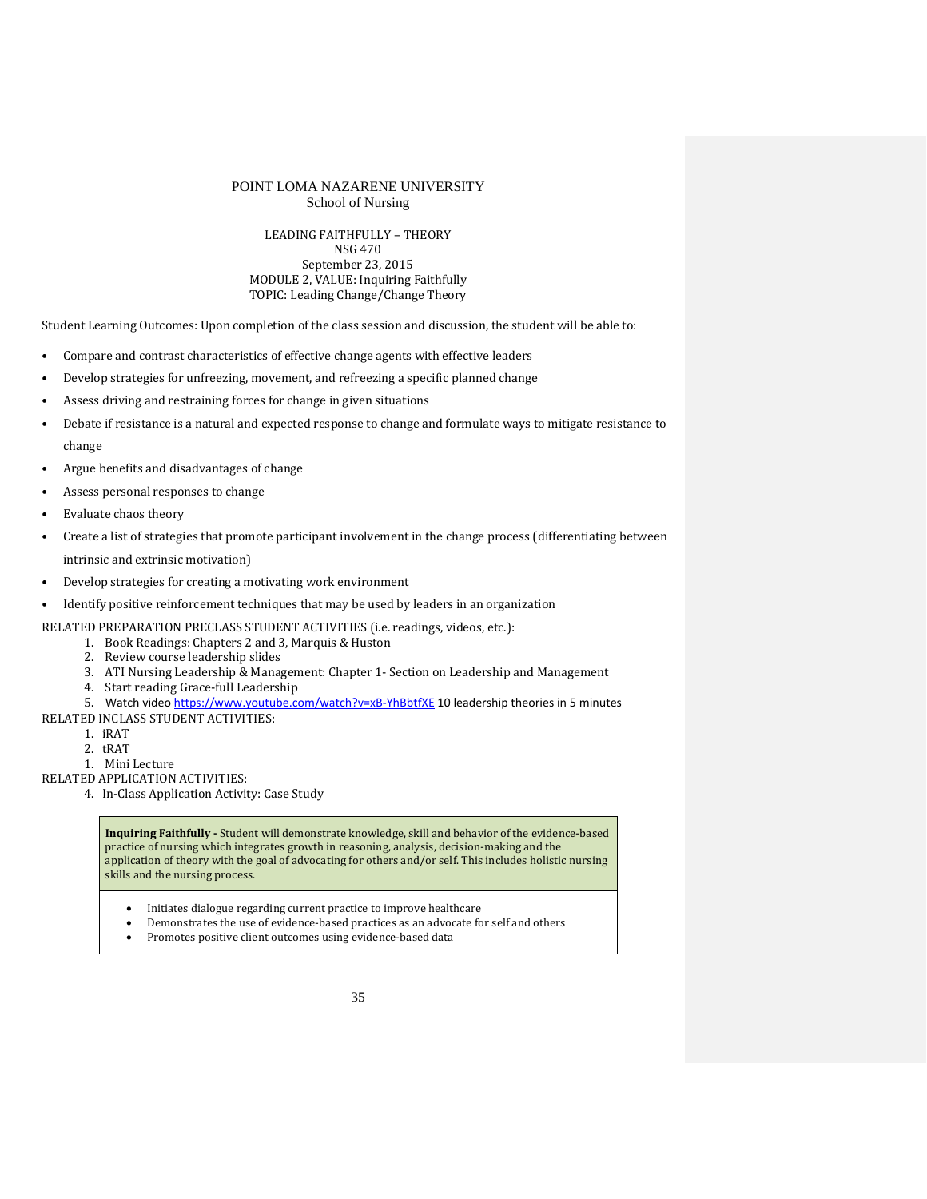POINT LOMA NAZARENE UNIVERSITY
School of Nursing

LEADING FAITHFULLY – THEORY
NSG 470
September 23, 2015
MODULE 2, VALUE: Inquiring Faithfully
TOPIC: Leading Change/Change Theory

Student Learning Outcomes: Upon completion of the class session and discussion, the student will be able to:

- Compare and contrast characteristics of effective change agents with effective leaders
- Develop strategies for unfreezing, movement, and refreezing a specific planned change
- Assess driving and restraining forces for change in given situations
- Debate if resistance is a natural and expected response to change and formulate ways to mitigate resistance to change
- Argue benefits and disadvantages of change
- Assess personal responses to change
- Evaluate chaos theory
- Create a list of strategies that promote participant involvement in the change process (differentiating between intrinsic and extrinsic motivation)
- Develop strategies for creating a motivating work environment
- Identify positive reinforcement techniques that may be used by leaders in an organization

RELATED PREPARATION PRECLASS STUDENT ACTIVITIES (i.e. readings, videos, etc.):

1. Book Readings: Chapters 2 and 3, Marquis & Huston
2. Review course leadership slides
3. ATI Nursing Leadership & Management: Chapter 1- Section on Leadership and Management
4. Start reading Grace-full Leadership
5. Watch video https://www.youtube.com/watch?v=xB-YhBbtfXE 10 leadership theories in 5 minutes

RELATED INCLASS STUDENT ACTIVITIES:

1. iRAT
2. tRAT
1. Mini Lecture

RELATED APPLICATION ACTIVITIES:

4. In-Class Application Activity: Case Study

| **Inquiring Faithfully -** Student will demonstrate knowledge, skill and behavior of the evidence-based practice of nursing which integrates growth in reasoning, analysis, decision-making and the application of theory with the goal of advocating for others and/or self. This includes holistic nursing skills and the nursing process. |
| --- |
| • Initiates dialogue regarding current practice to improve healthcare<br>• Demonstrates the use of evidence-based practices as an advocate for self and others<br>• Promotes positive client outcomes using evidence-based data |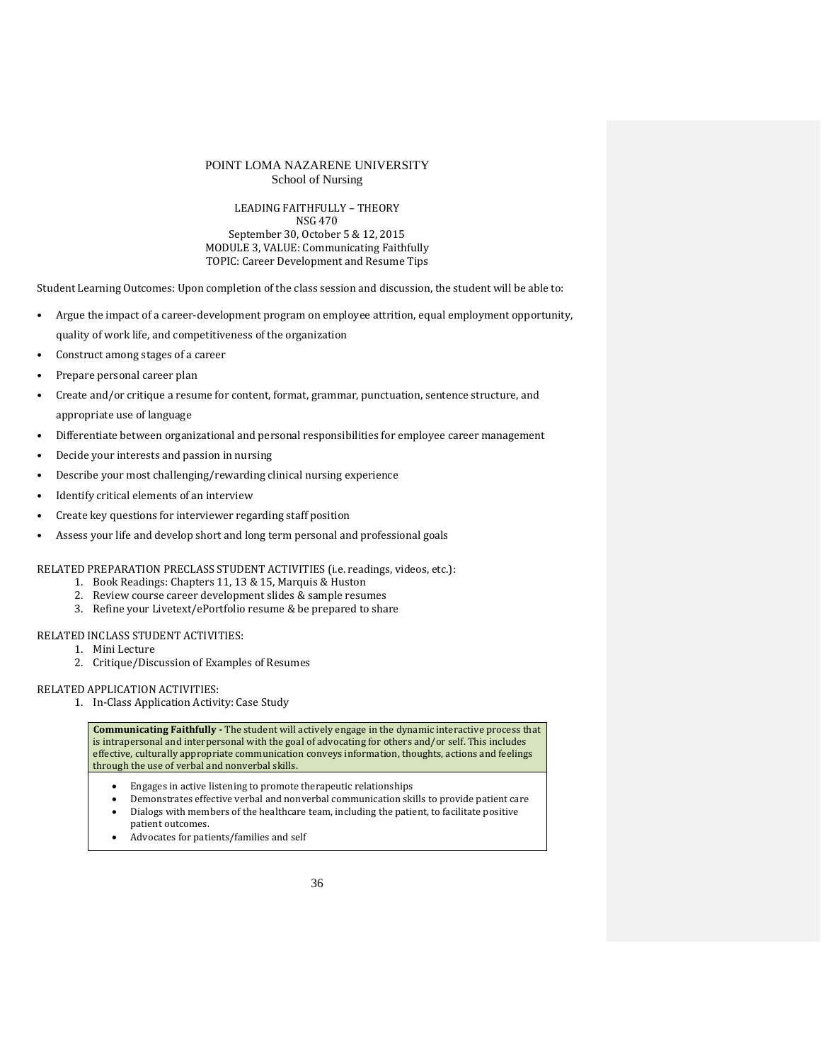POINT LOMA NAZARENE UNIVERSITY
School of Nursing

LEADING FAITHFULLY – THEORY
NSG 470
September 30, October 5 & 12, 2015
MODULE 3, VALUE: Communicating Faithfully
TOPIC: Career Development and Resume Tips

Student Learning Outcomes: Upon completion of the class session and discussion, the student will be able to:

- Argue the impact of a career-development program on employee attrition, equal employment opportunity, quality of work life, and competitiveness of the organization
- Construct among stages of a career
- Prepare personal career plan
- Create and/or critique a resume for content, format, grammar, punctuation, sentence structure, and appropriate use of language
- Differentiate between organizational and personal responsibilities for employee career management
- Decide your interests and passion in nursing
- Describe your most challenging/rewarding clinical nursing experience
- Identify critical elements of an interview
- Create key questions for interviewer regarding staff position
- Assess your life and develop short and long term personal and professional goals

RELATED PREPARATION PRECLASS STUDENT ACTIVITIES (i.e. readings, videos, etc.):

1. Book Readings: Chapters 11, 13 & 15, Marquis & Huston
2. Review course career development slides & sample resumes
3. Refine your Livetext/ePortfolio resume & be prepared to share

RELATED INCLASS STUDENT ACTIVITIES:

1. Mini Lecture
2. Critique/Discussion of Examples of Resumes

RELATED APPLICATION ACTIVITIES:

1. In-Class Application Activity: Case Study

**Communicating Faithfully -** The student will actively engage in the dynamic interactive process that is intrapersonal and interpersonal with the goal of advocating for others and/or self. This includes effective, culturally appropriate communication conveys information, thoughts, actions and feelings through the use of verbal and nonverbal skills.

- Engages in active listening to promote therapeutic relationships
- Demonstrates effective verbal and nonverbal communication skills to provide patient care
- Dialogs with members of the healthcare team, including the patient, to facilitate positive patient outcomes.
- Advocates for patients/families and self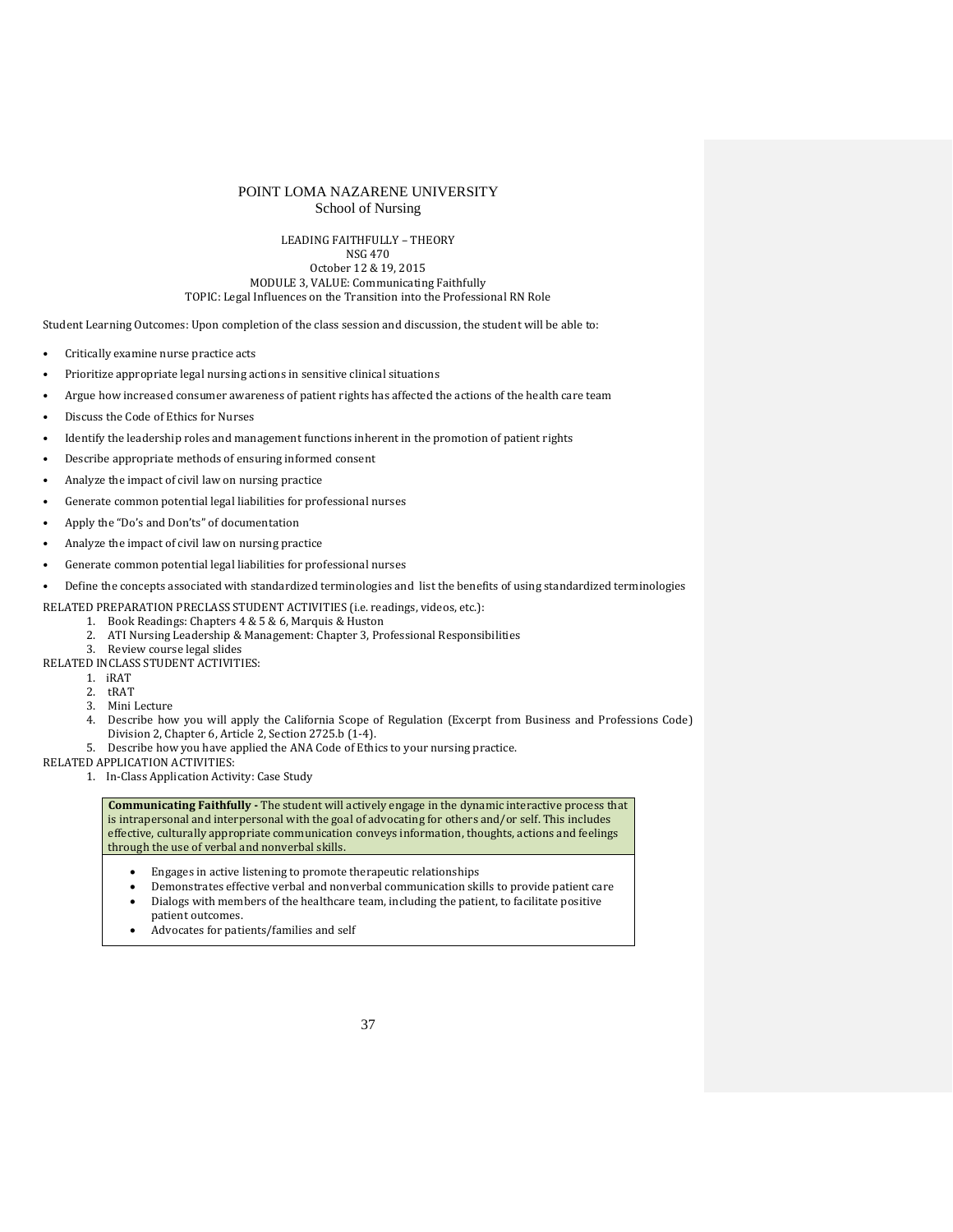# POINT LOMA NAZARENE UNIVERSITY
## School of Nursing

LEADING FAITHFULLY – THEORY
NSG 470
October 12 & 19, 2015
MODULE 3, VALUE: Communicating Faithfully
TOPIC: Legal Influences on the Transition into the Professional RN Role

Student Learning Outcomes: Upon completion of the class session and discussion, the student will be able to:

- Critically examine nurse practice acts
- Prioritize appropriate legal nursing actions in sensitive clinical situations
- Argue how increased consumer awareness of patient rights has affected the actions of the health care team
- Discuss the Code of Ethics for Nurses
- Identify the leadership roles and management functions inherent in the promotion of patient rights
- Describe appropriate methods of ensuring informed consent
- Analyze the impact of civil law on nursing practice
- Generate common potential legal liabilities for professional nurses
- Apply the "Do's and Don'ts" of documentation
- Analyze the impact of civil law on nursing practice
- Generate common potential legal liabilities for professional nurses
- Define the concepts associated with standardized terminologies and list the benefits of using standardized terminologies

RELATED PREPARATION PRECLASS STUDENT ACTIVITIES (i.e. readings, videos, etc.):

1. Book Readings: Chapters 4 & 5 & 6, Marquis & Huston
2. ATI Nursing Leadership & Management: Chapter 3, Professional Responsibilities
3. Review course legal slides

RELATED INCLASS STUDENT ACTIVITIES:

1. iRAT
2. tRAT
3. Mini Lecture
4. Describe how you will apply the California Scope of Regulation (Excerpt from Business and Professions Code) Division 2, Chapter 6, Article 2, Section 2725.b (1-4).
5. Describe how you have applied the ANA Code of Ethics to your nursing practice.

RELATED APPLICATION ACTIVITIES:

1. In-Class Application Activity: Case Study

| **Communicating Faithfully -** The student will actively engage in the dynamic interactive process that is intrapersonal and interpersonal with the goal of advocating for others and/or self. This includes effective, culturally appropriate communication conveys information, thoughts, actions and feelings through the use of verbal and nonverbal skills. |
|---|
| • Engages in active listening to promote therapeutic relationships<br>• Demonstrates effective verbal and nonverbal communication skills to provide patient care<br>• Dialogs with members of the healthcare team, including the patient, to facilitate positive patient outcomes.<br>• Advocates for patients/families and self |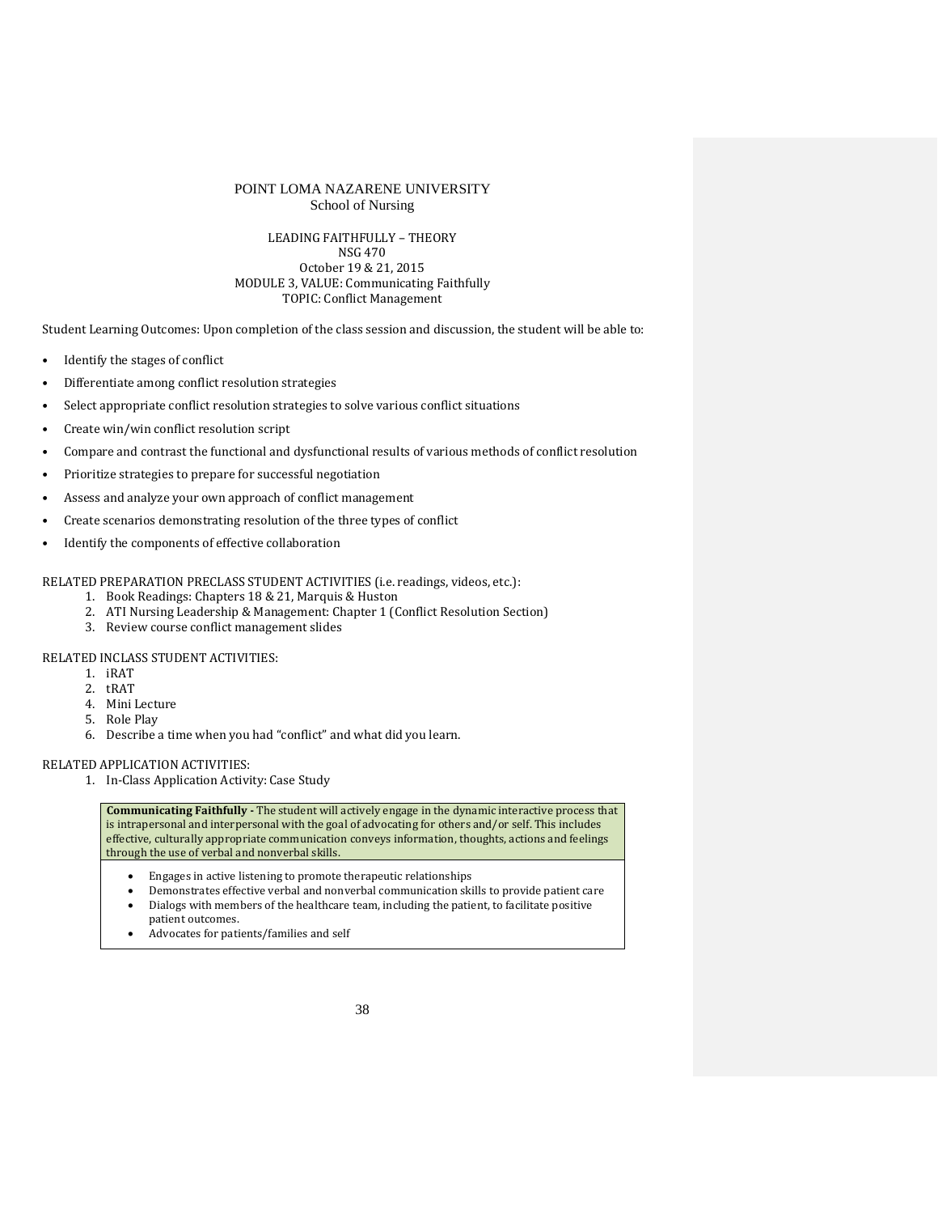# POINT LOMA NAZARENE UNIVERSITY
## School of Nursing

LEADING FAITHFULLY – THEORY
NSG 470
October 19 & 21, 2015
MODULE 3, VALUE: Communicating Faithfully
TOPIC: Conflict Management

Student Learning Outcomes: Upon completion of the class session and discussion, the student will be able to:

- Identify the stages of conflict
- Differentiate among conflict resolution strategies
- Select appropriate conflict resolution strategies to solve various conflict situations
- Create win/win conflict resolution script
- Compare and contrast the functional and dysfunctional results of various methods of conflict resolution
- Prioritize strategies to prepare for successful negotiation
- Assess and analyze your own approach of conflict management
- Create scenarios demonstrating resolution of the three types of conflict
- Identify the components of effective collaboration

RELATED PREPARATION PRECLASS STUDENT ACTIVITIES (i.e. readings, videos, etc.):

1. Book Readings: Chapters 18 & 21, Marquis & Huston
2. ATI Nursing Leadership & Management: Chapter 1 (Conflict Resolution Section)
3. Review course conflict management slides

RELATED INCLASS STUDENT ACTIVITIES:

1. iRAT
2. tRAT
4. Mini Lecture
5. Role Play
6. Describe a time when you had "conflict" and what did you learn.

RELATED APPLICATION ACTIVITIES:

1. In-Class Application Activity: Case Study

| **Communicating Faithfully -** The student will actively engage in the dynamic interactive process that is intrapersonal and interpersonal with the goal of advocating for others and/or self. This includes effective, culturally appropriate communication conveys information, thoughts, actions and feelings through the use of verbal and nonverbal skills. |
|---|
| • Engages in active listening to promote therapeutic relationships<br>• Demonstrates effective verbal and nonverbal communication skills to provide patient care<br>• Dialogs with members of the healthcare team, including the patient, to facilitate positive patient outcomes.<br>• Advocates for patients/families and self |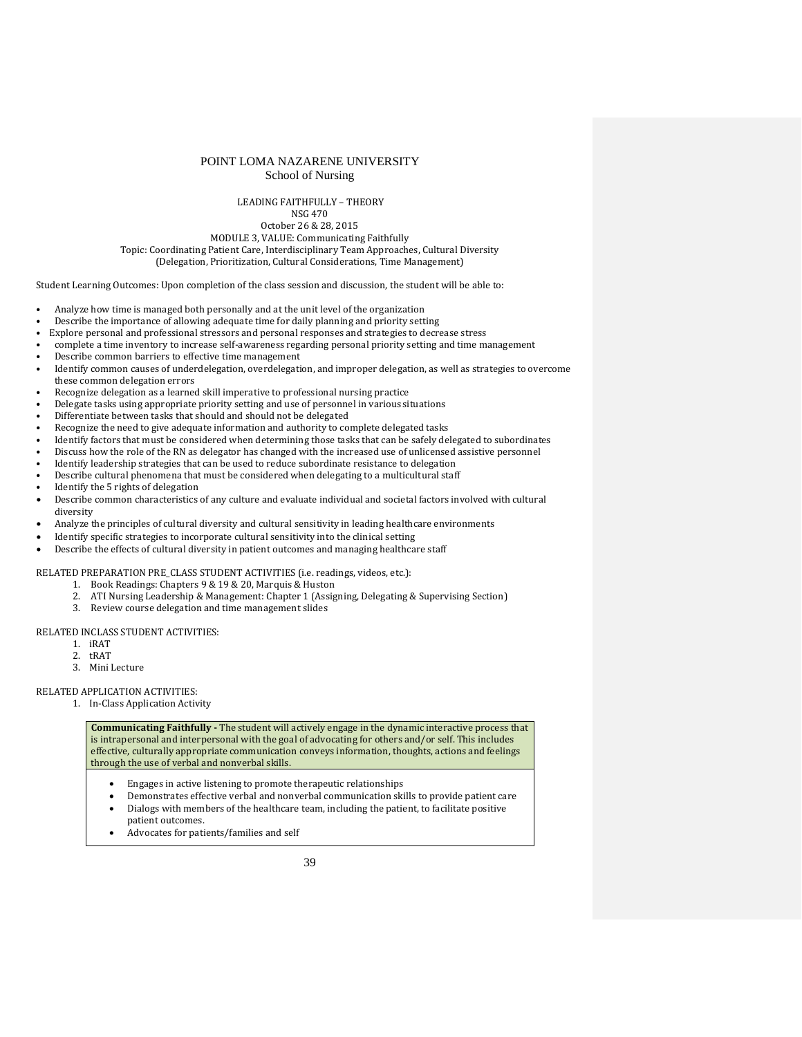# POINT LOMA NAZARENE UNIVERSITY
## School of Nursing

LEADING FAITHFULLY – THEORY
NSG 470
October 26 & 28, 2015
MODULE 3, VALUE: Communicating Faithfully
Topic: Coordinating Patient Care, Interdisciplinary Team Approaches, Cultural Diversity
(Delegation, Prioritization, Cultural Considerations, Time Management)

Student Learning Outcomes: Upon completion of the class session and discussion, the student will be able to:

- Analyze how time is managed both personally and at the unit level of the organization
- Describe the importance of allowing adequate time for daily planning and priority setting
- Explore personal and professional stressors and personal responses and strategies to decrease stress
- complete a time inventory to increase self-awareness regarding personal priority setting and time management
- Describe common barriers to effective time management
- Identify common causes of underdelegation, overdelegation, and improper delegation, as well as strategies to overcome these common delegation errors
- Recognize delegation as a learned skill imperative to professional nursing practice
- Delegate tasks using appropriate priority setting and use of personnel in various situations
- Differentiate between tasks that should and should not be delegated
- Recognize the need to give adequate information and authority to complete delegated tasks
- Identify factors that must be considered when determining those tasks that can be safely delegated to subordinates
- Discuss how the role of the RN as delegator has changed with the increased use of unlicensed assistive personnel
- Identify leadership strategies that can be used to reduce subordinate resistance to delegation
- Describe cultural phenomena that must be considered when delegating to a multicultural staff
- Identify the 5 rights of delegation
- Describe common characteristics of any culture and evaluate individual and societal factors involved with cultural diversity
- Analyze the principles of cultural diversity and cultural sensitivity in leading healthcare environments
- Identify specific strategies to incorporate cultural sensitivity into the clinical setting
- Describe the effects of cultural diversity in patient outcomes and managing healthcare staff

RELATED PREPARATION PRE_CLASS STUDENT ACTIVITIES (i.e. readings, videos, etc.):

1. Book Readings: Chapters 9 & 19 & 20, Marquis & Huston
2. ATI Nursing Leadership & Management: Chapter 1 (Assigning, Delegating & Supervising Section)
3. Review course delegation and time management slides

RELATED INCLASS STUDENT ACTIVITIES:

1. iRAT
2. tRAT
3. Mini Lecture

RELATED APPLICATION ACTIVITIES:

1. In-Class Application Activity

**Communicating Faithfully -** The student will actively engage in the dynamic interactive process that is intrapersonal and interpersonal with the goal of advocating for others and/or self. This includes effective, culturally appropriate communication conveys information, thoughts, actions and feelings through the use of verbal and nonverbal skills.

- Engages in active listening to promote therapeutic relationships
- Demonstrates effective verbal and nonverbal communication skills to provide patient care
- Dialogs with members of the healthcare team, including the patient, to facilitate positive patient outcomes.
- Advocates for patients/families and self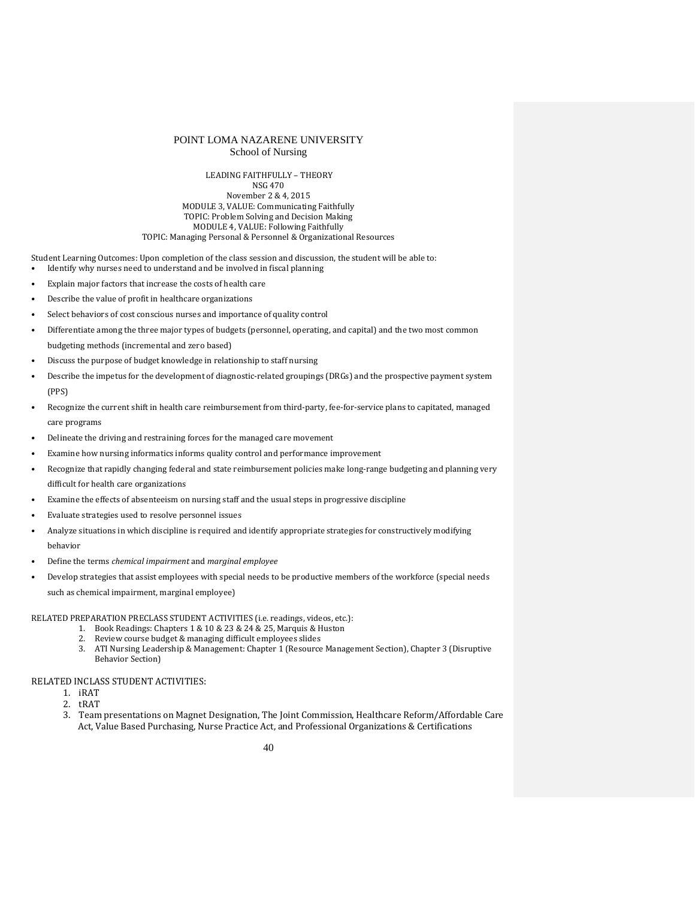POINT LOMA NAZARENE UNIVERSITY
School of Nursing

LEADING FAITHFULLY – THEORY
NSG 470
November 2 & 4, 2015
MODULE 3, VALUE: Communicating Faithfully
TOPIC: Problem Solving and Decision Making
MODULE 4, VALUE: Following Faithfully
TOPIC: Managing Personal & Personnel & Organizational Resources

Student Learning Outcomes: Upon completion of the class session and discussion, the student will be able to:

- Identify why nurses need to understand and be involved in fiscal planning
- Explain major factors that increase the costs of health care
- Describe the value of profit in healthcare organizations
- Select behaviors of cost conscious nurses and importance of quality control
- Differentiate among the three major types of budgets (personnel, operating, and capital) and the two most common budgeting methods (incremental and zero based)
- Discuss the purpose of budget knowledge in relationship to staff nursing
- Describe the impetus for the development of diagnostic-related groupings (DRGs) and the prospective payment system (PPS)
- Recognize the current shift in health care reimbursement from third-party, fee-for-service plans to capitated, managed care programs
- Delineate the driving and restraining forces for the managed care movement
- Examine how nursing informatics informs quality control and performance improvement
- Recognize that rapidly changing federal and state reimbursement policies make long-range budgeting and planning very difficult for health care organizations
- Examine the effects of absenteeism on nursing staff and the usual steps in progressive discipline
- Evaluate strategies used to resolve personnel issues
- Analyze situations in which discipline is required and identify appropriate strategies for constructively modifying behavior
- Define the terms *chemical impairment* and *marginal employee*
- Develop strategies that assist employees with special needs to be productive members of the workforce (special needs such as chemical impairment, marginal employee)

RELATED PREPARATION PRECLASS STUDENT ACTIVITIES (i.e. readings, videos, etc.):

1. Book Readings: Chapters 1 & 10 & 23 & 24 & 25, Marquis & Huston
2. Review course budget & managing difficult employees slides
3. ATI Nursing Leadership & Management: Chapter 1 (Resource Management Section), Chapter 3 (Disruptive Behavior Section)

RELATED INCLASS STUDENT ACTIVITIES:

1. iRAT
2. tRAT
3. Team presentations on Magnet Designation, The Joint Commission, Healthcare Reform/Affordable Care Act, Value Based Purchasing, Nurse Practice Act, and Professional Organizations & Certifications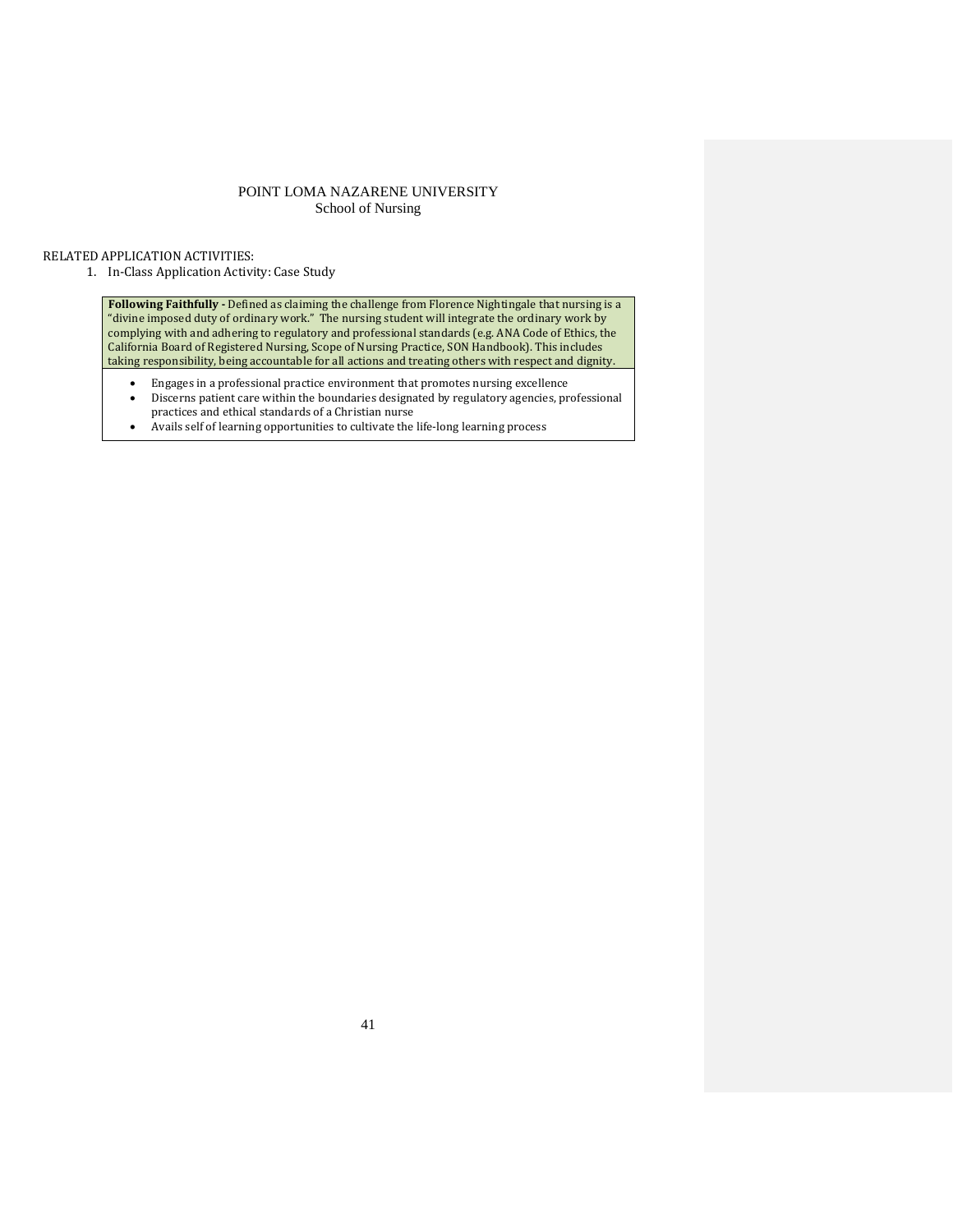POINT LOMA NAZARENE UNIVERSITY
School of Nursing

RELATED APPLICATION ACTIVITIES:

1. In-Class Application Activity: Case Study

| **Following Faithfully -** Defined as claiming the challenge from Florence Nightingale that nursing is a "divine imposed duty of ordinary work." The nursing student will integrate the ordinary work by complying with and adhering to regulatory and professional standards (e.g. ANA Code of Ethics, the California Board of Registered Nursing, Scope of Nursing Practice, SON Handbook). This includes taking responsibility, being accountable for all actions and treating others with respect and dignity. |
|---|
| • Engages in a professional practice environment that promotes nursing excellence<br>• Discerns patient care within the boundaries designated by regulatory agencies, professional practices and ethical standards of a Christian nurse<br>• Avails self of learning opportunities to cultivate the life-long learning process |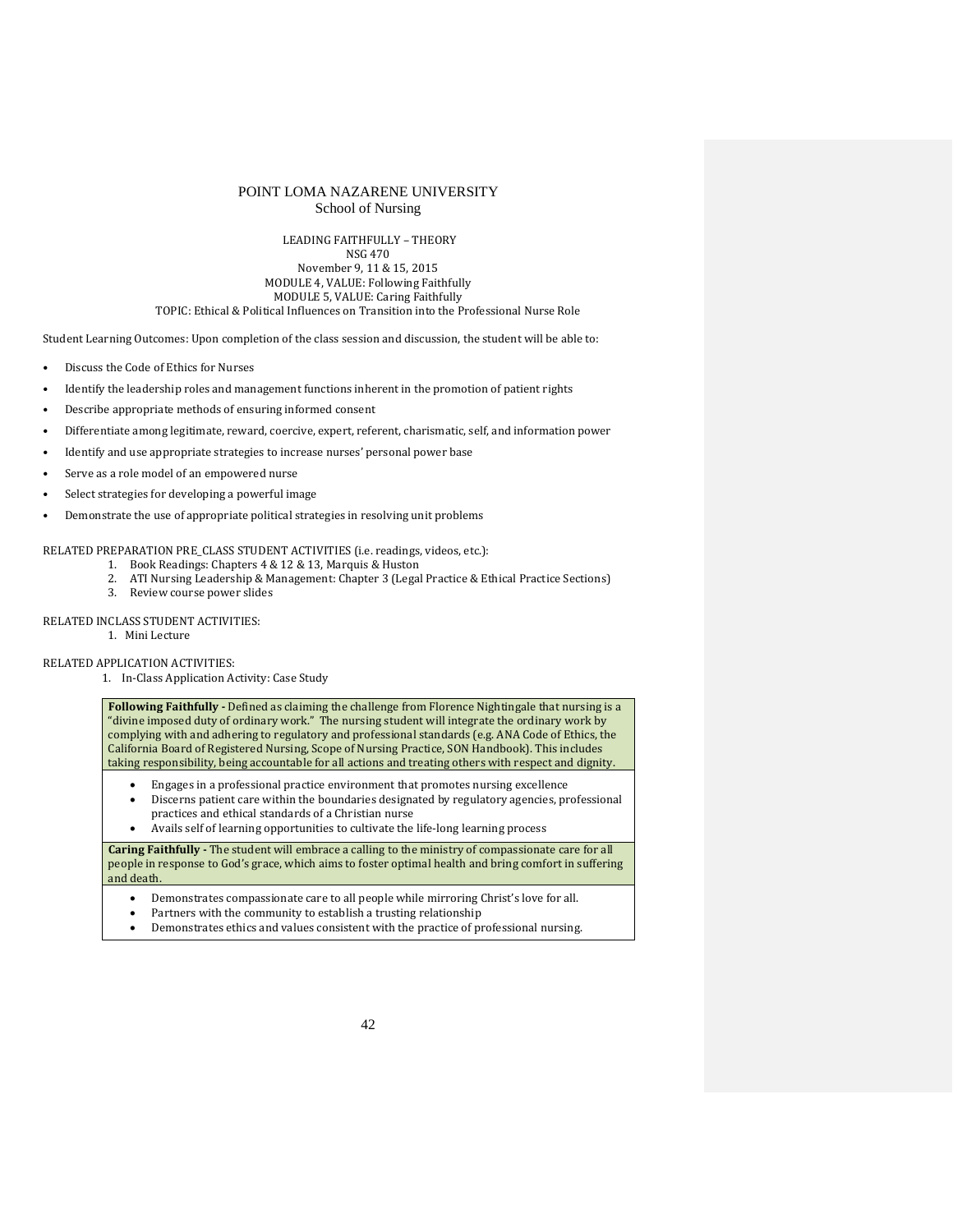POINT LOMA NAZARENE UNIVERSITY
School of Nursing

LEADING FAITHFULLY – THEORY
NSG 470
November 9, 11 & 15, 2015
MODULE 4, VALUE: Following Faithfully
MODULE 5, VALUE: Caring Faithfully
TOPIC: Ethical & Political Influences on Transition into the Professional Nurse Role

Student Learning Outcomes: Upon completion of the class session and discussion, the student will be able to:

- Discuss the Code of Ethics for Nurses
- Identify the leadership roles and management functions inherent in the promotion of patient rights
- Describe appropriate methods of ensuring informed consent
- Differentiate among legitimate, reward, coercive, expert, referent, charismatic, self, and information power
- Identify and use appropriate strategies to increase nurses' personal power base
- Serve as a role model of an empowered nurse
- Select strategies for developing a powerful image
- Demonstrate the use of appropriate political strategies in resolving unit problems

RELATED PREPARATION PRE_CLASS STUDENT ACTIVITIES (i.e. readings, videos, etc.):

1. Book Readings: Chapters 4 & 12 & 13, Marquis & Huston
2. ATI Nursing Leadership & Management: Chapter 3 (Legal Practice & Ethical Practice Sections)
3. Review course power slides

RELATED INCLASS STUDENT ACTIVITIES:

1. Mini Lecture

RELATED APPLICATION ACTIVITIES:

1. In-Class Application Activity: Case Study

**Following Faithfully -** Defined as claiming the challenge from Florence Nightingale that nursing is a "divine imposed duty of ordinary work." The nursing student will integrate the ordinary work by complying with and adhering to regulatory and professional standards (e.g. ANA Code of Ethics, the California Board of Registered Nursing, Scope of Nursing Practice, SON Handbook). This includes taking responsibility, being accountable for all actions and treating others with respect and dignity.

- Engages in a professional practice environment that promotes nursing excellence
- Discerns patient care within the boundaries designated by regulatory agencies, professional practices and ethical standards of a Christian nurse
- Avails self of learning opportunities to cultivate the life-long learning process

**Caring Faithfully -** The student will embrace a calling to the ministry of compassionate care for all people in response to God's grace, which aims to foster optimal health and bring comfort in suffering and death.

- Demonstrates compassionate care to all people while mirroring Christ's love for all.
- Partners with the community to establish a trusting relationship
- Demonstrates ethics and values consistent with the practice of professional nursing.